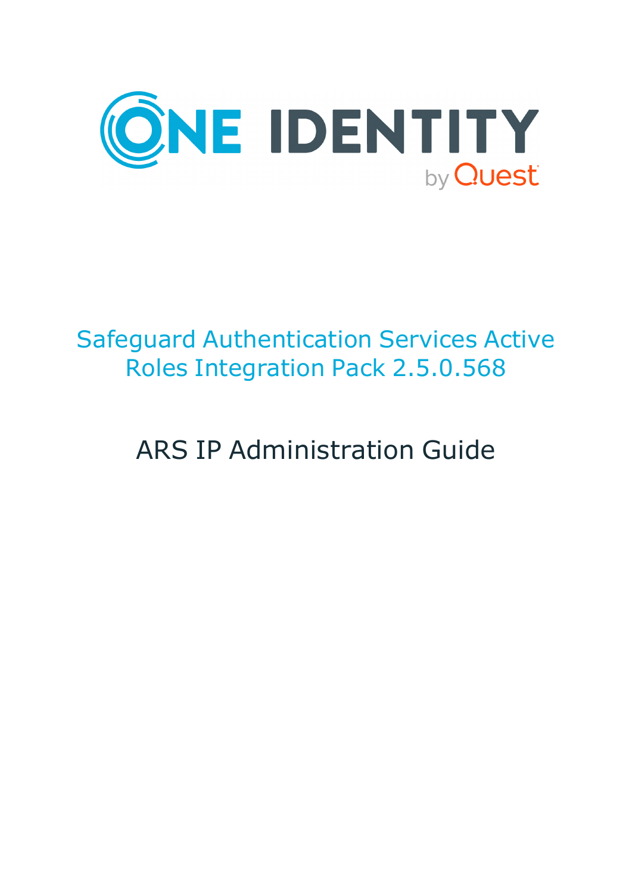ONE IDENTITY by Quest

# Safeguard Authentication Services Active Roles Integration Pack 2.5.0.568

## ARS IP Administration Guide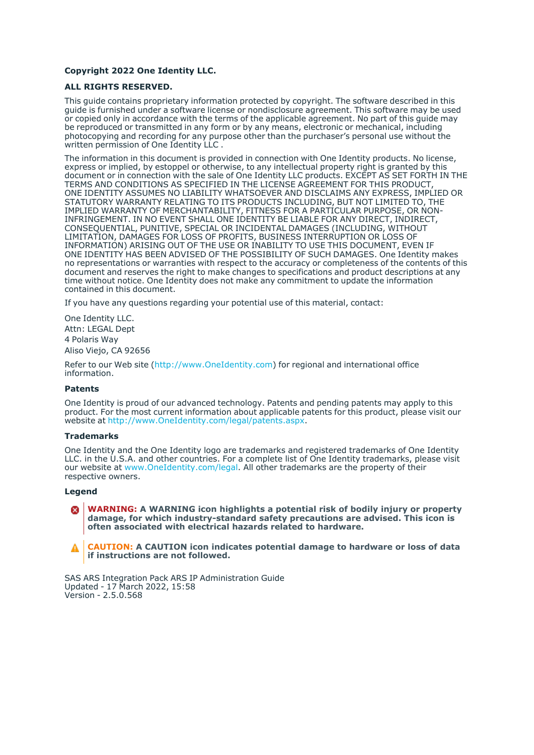**Copyright 2022 One Identity LLC.**

**ALL RIGHTS RESERVED.**

This guide contains proprietary information protected by copyright. The software described in this guide is furnished under a software license or nondisclosure agreement. This software may be used or copied only in accordance with the terms of the applicable agreement. No part of this guide may be reproduced or transmitted in any form or by any means, electronic or mechanical, including photocopying and recording for any purpose other than the purchaser's personal use without the written permission of One Identity LLC .

The information in this document is provided in connection with One Identity products. No license, express or implied, by estoppel or otherwise, to any intellectual property right is granted by this document or in connection with the sale of One Identity LLC products. EXCEPT AS SET FORTH IN THE TERMS AND CONDITIONS AS SPECIFIED IN THE LICENSE AGREEMENT FOR THIS PRODUCT, ONE IDENTITY ASSUMES NO LIABILITY WHATSOEVER AND DISCLAIMS ANY EXPRESS, IMPLIED OR STATUTORY WARRANTY RELATING TO ITS PRODUCTS INCLUDING, BUT NOT LIMITED TO, THE IMPLIED WARRANTY OF MERCHANTABILITY, FITNESS FOR A PARTICULAR PURPOSE, OR NON-INFRINGEMENT. IN NO EVENT SHALL ONE IDENTITY BE LIABLE FOR ANY DIRECT, INDIRECT, CONSEQUENTIAL, PUNITIVE, SPECIAL OR INCIDENTAL DAMAGES (INCLUDING, WITHOUT LIMITATION, DAMAGES FOR LOSS OF PROFITS, BUSINESS INTERRUPTION OR LOSS OF INFORMATION) ARISING OUT OF THE USE OR INABILITY TO USE THIS DOCUMENT, EVEN IF ONE IDENTITY HAS BEEN ADVISED OF THE POSSIBILITY OF SUCH DAMAGES. One Identity makes no representations or warranties with respect to the accuracy or completeness of the contents of this document and reserves the right to make changes to specifications and product descriptions at any time without notice. One Identity does not make any commitment to update the information contained in this document.

If you have any questions regarding your potential use of this material, contact:

One Identity LLC.
Attn: LEGAL Dept
4 Polaris Way
Aliso Viejo, CA 92656

Refer to our Web site (http://www.OneIdentity.com) for regional and international office information.

### Patents

One Identity is proud of our advanced technology. Patents and pending patents may apply to this product. For the most current information about applicable patents for this product, please visit our website at http://www.OneIdentity.com/legal/patents.aspx.

### Trademarks

One Identity and the One Identity logo are trademarks and registered trademarks of One Identity LLC. in the U.S.A. and other countries. For a complete list of One Identity trademarks, please visit our website at www.OneIdentity.com/legal. All other trademarks are the property of their respective owners.

### Legend

**WARNING: A WARNING icon highlights a potential risk of bodily injury or property damage, for which industry-standard safety precautions are advised. This icon is often associated with electrical hazards related to hardware.**

**CAUTION: A CAUTION icon indicates potential damage to hardware or loss of data if instructions are not followed.**

SAS ARS Integration Pack ARS IP Administration Guide
Updated - 17 March 2022, 15:58
Version - 2.5.0.568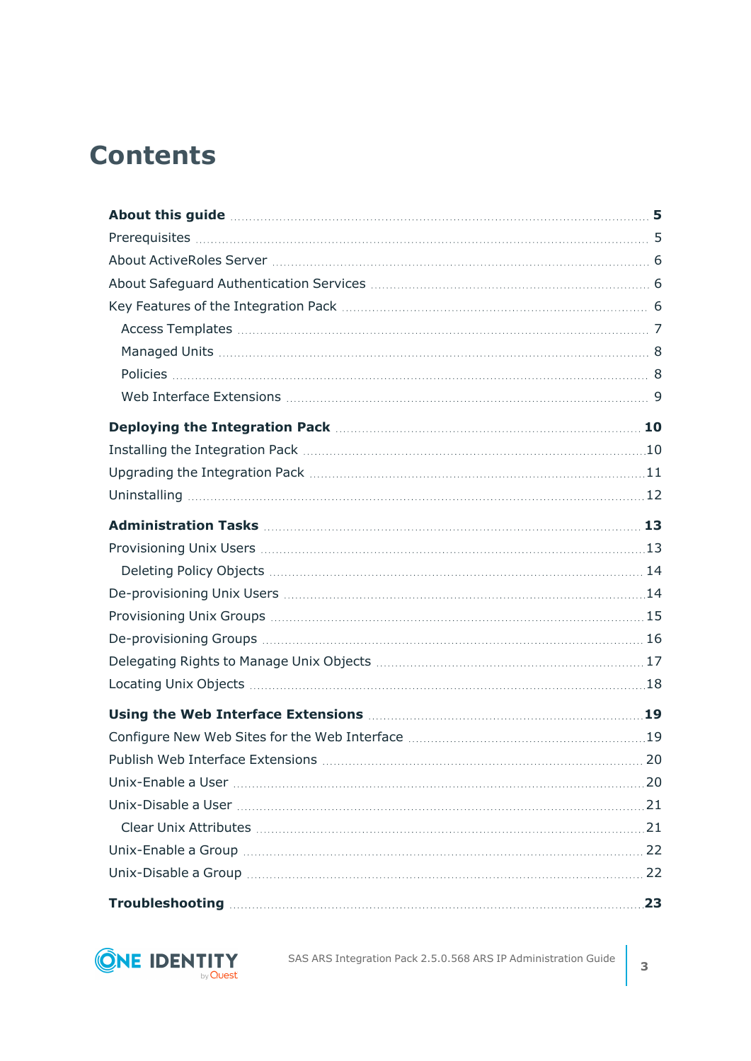# Contents

**About this guide** 5

- Prerequisites 5
- About ActiveRoles Server 6
- About Safeguard Authentication Services 6
- Key Features of the Integration Pack 6
  - Access Templates 7
  - Managed Units 8
  - Policies 8
  - Web Interface Extensions 9

**Deploying the Integration Pack** 10

- Installing the Integration Pack 10
- Upgrading the Integration Pack 11
- Uninstalling 12

**Administration Tasks** 13

- Provisioning Unix Users 13
  - Deleting Policy Objects 14
- De-provisioning Unix Users 14
- Provisioning Unix Groups 15
- De-provisioning Groups 16
- Delegating Rights to Manage Unix Objects 17
- Locating Unix Objects 18

**Using the Web Interface Extensions** 19

- Configure New Web Sites for the Web Interface 19
- Publish Web Interface Extensions 20
- Unix-Enable a User 20
- Unix-Disable a User 21
  - Clear Unix Attributes 21
- Unix-Enable a Group 22
- Unix-Disable a Group 22

**Troubleshooting** 23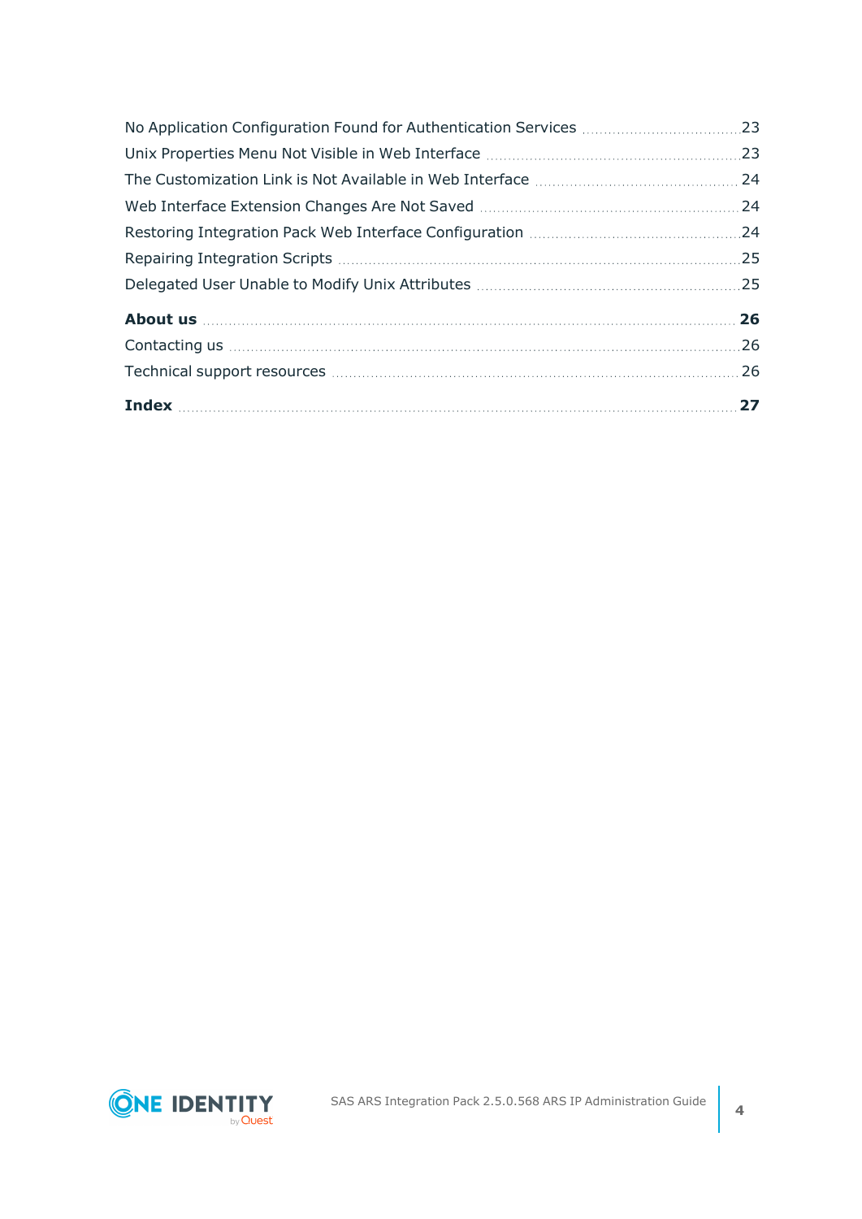No Application Configuration Found for Authentication Services 23

Unix Properties Menu Not Visible in Web Interface 23

The Customization Link is Not Available in Web Interface 24

Web Interface Extension Changes Are Not Saved 24

Restoring Integration Pack Web Interface Configuration 24

Repairing Integration Scripts 25

Delegated User Unable to Modify Unix Attributes 25

**About us 26**

Contacting us 26

Technical support resources 26

**Index 27**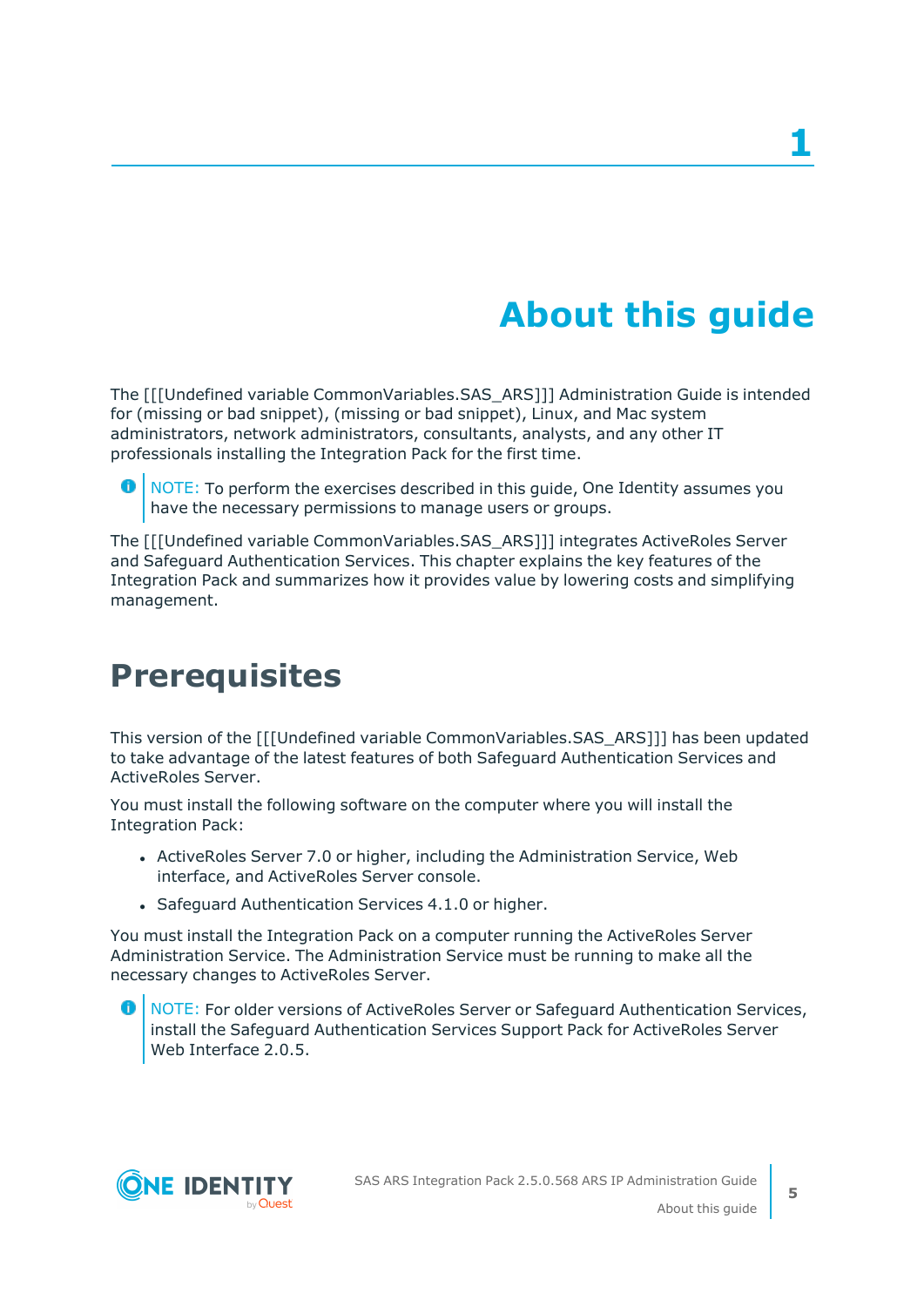# 1 About this guide

The [[[Undefined variable CommonVariables.SAS_ARS]]] Administration Guide is intended for (missing or bad snippet), (missing or bad snippet), Linux, and Mac system administrators, network administrators, consultants, analysts, and any other IT professionals installing the Integration Pack for the first time.

> NOTE: To perform the exercises described in this guide, One Identity assumes you have the necessary permissions to manage users or groups.

The [[[Undefined variable CommonVariables.SAS_ARS]]] integrates ActiveRoles Server and Safeguard Authentication Services. This chapter explains the key features of the Integration Pack and summarizes how it provides value by lowering costs and simplifying management.

## Prerequisites

This version of the [[[Undefined variable CommonVariables.SAS_ARS]]] has been updated to take advantage of the latest features of both Safeguard Authentication Services and ActiveRoles Server.

You must install the following software on the computer where you will install the Integration Pack:

- ActiveRoles Server 7.0 or higher, including the Administration Service, Web interface, and ActiveRoles Server console.
- Safeguard Authentication Services 4.1.0 or higher.

You must install the Integration Pack on a computer running the ActiveRoles Server Administration Service. The Administration Service must be running to make all the necessary changes to ActiveRoles Server.

> NOTE: For older versions of ActiveRoles Server or Safeguard Authentication Services, install the Safeguard Authentication Services Support Pack for ActiveRoles Server Web Interface 2.0.5.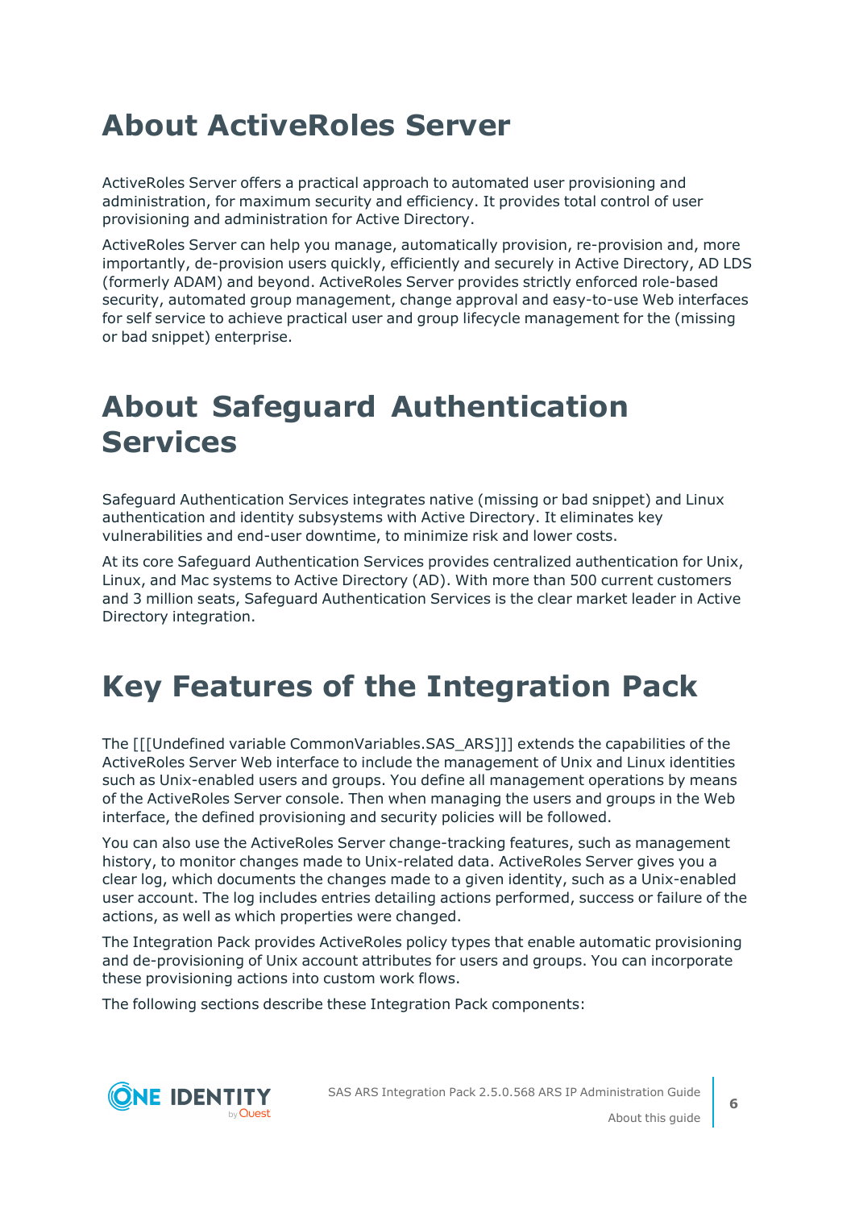# About ActiveRoles Server

ActiveRoles Server offers a practical approach to automated user provisioning and administration, for maximum security and efficiency. It provides total control of user provisioning and administration for Active Directory.

ActiveRoles Server can help you manage, automatically provision, re-provision and, more importantly, de-provision users quickly, efficiently and securely in Active Directory, AD LDS (formerly ADAM) and beyond. ActiveRoles Server provides strictly enforced role-based security, automated group management, change approval and easy-to-use Web interfaces for self service to achieve practical user and group lifecycle management for the (missing or bad snippet) enterprise.

# About Safeguard Authentication Services

Safeguard Authentication Services integrates native (missing or bad snippet) and Linux authentication and identity subsystems with Active Directory. It eliminates key vulnerabilities and end-user downtime, to minimize risk and lower costs.

At its core Safeguard Authentication Services provides centralized authentication for Unix, Linux, and Mac systems to Active Directory (AD). With more than 500 current customers and 3 million seats, Safeguard Authentication Services is the clear market leader in Active Directory integration.

# Key Features of the Integration Pack

The [[[Undefined variable CommonVariables.SAS_ARS]]] extends the capabilities of the ActiveRoles Server Web interface to include the management of Unix and Linux identities such as Unix-enabled users and groups. You define all management operations by means of the ActiveRoles Server console. Then when managing the users and groups in the Web interface, the defined provisioning and security policies will be followed.

You can also use the ActiveRoles Server change-tracking features, such as management history, to monitor changes made to Unix-related data. ActiveRoles Server gives you a clear log, which documents the changes made to a given identity, such as a Unix-enabled user account. The log includes entries detailing actions performed, success or failure of the actions, as well as which properties were changed.

The Integration Pack provides ActiveRoles policy types that enable automatic provisioning and de-provisioning of Unix account attributes for users and groups. You can incorporate these provisioning actions into custom work flows.

The following sections describe these Integration Pack components: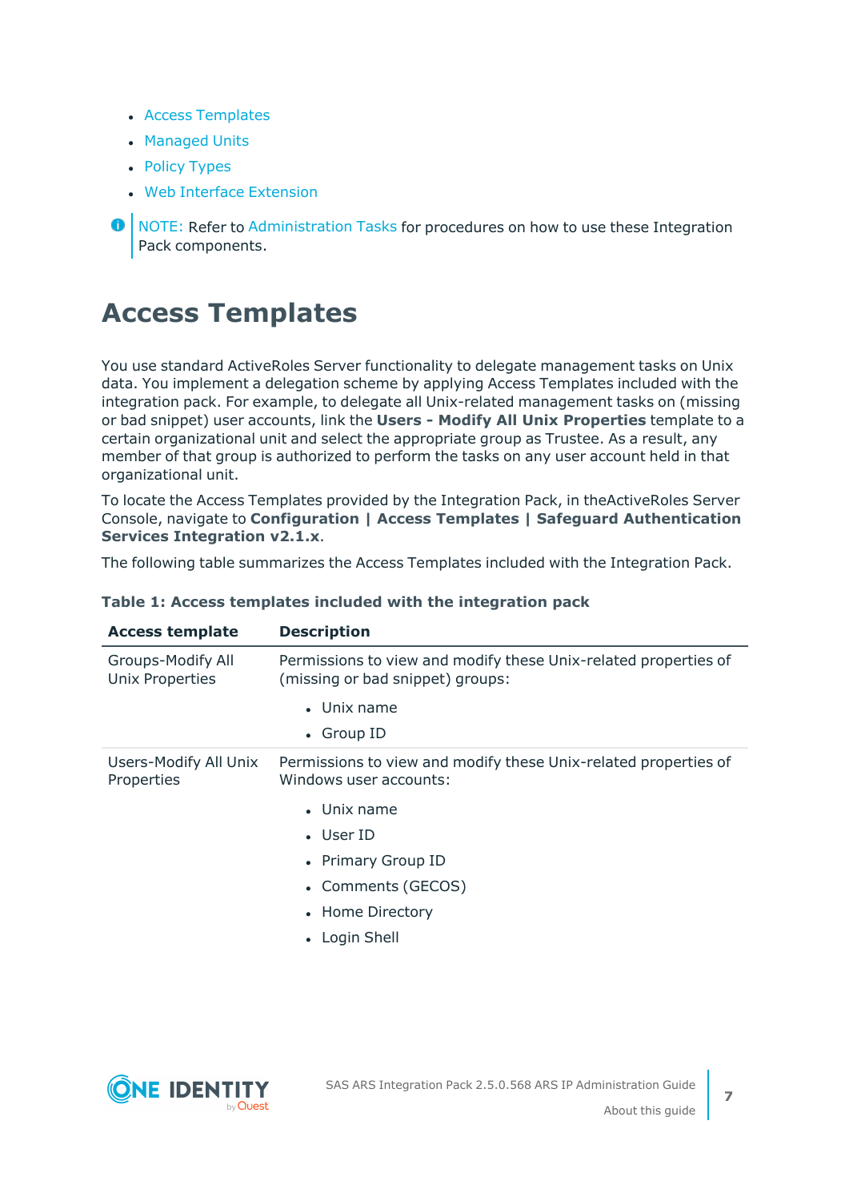- Access Templates
- Managed Units
- Policy Types
- Web Interface Extension

NOTE: Refer to Administration Tasks for procedures on how to use these Integration Pack components.

# Access Templates

You use standard ActiveRoles Server functionality to delegate management tasks on Unix data. You implement a delegation scheme by applying Access Templates included with the integration pack. For example, to delegate all Unix-related management tasks on (missing or bad snippet) user accounts, link the **Users - Modify All Unix Properties** template to a certain organizational unit and select the appropriate group as Trustee. As a result, any member of that group is authorized to perform the tasks on any user account held in that organizational unit.

To locate the Access Templates provided by the Integration Pack, in theActiveRoles Server Console, navigate to **Configuration | Access Templates | Safeguard Authentication Services Integration v2.1.x**.

The following table summarizes the Access Templates included with the Integration Pack.

**Table 1: Access templates included with the integration pack**

| Access template | Description |
|---|---|
| Groups-Modify All Unix Properties | Permissions to view and modify these Unix-related properties of (missing or bad snippet) groups:<br>• Unix name<br>• Group ID |
| Users-Modify All Unix Properties | Permissions to view and modify these Unix-related properties of Windows user accounts:<br>• Unix name<br>• User ID<br>• Primary Group ID<br>• Comments (GECOS)<br>• Home Directory<br>• Login Shell |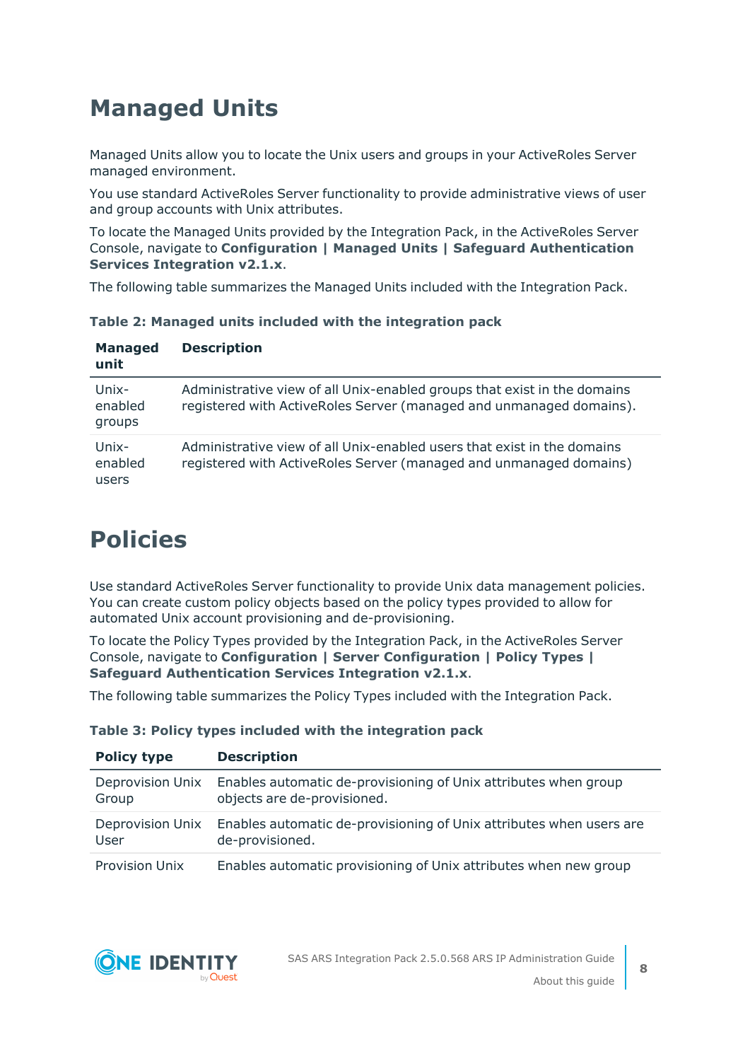# Managed Units

Managed Units allow you to locate the Unix users and groups in your ActiveRoles Server managed environment.

You use standard ActiveRoles Server functionality to provide administrative views of user and group accounts with Unix attributes.

To locate the Managed Units provided by the Integration Pack, in the ActiveRoles Server Console, navigate to **Configuration | Managed Units | Safeguard Authentication Services Integration v2.1.x**.

The following table summarizes the Managed Units included with the Integration Pack.

**Table 2: Managed units included with the integration pack**

| Managed unit | Description |
| --- | --- |
| Unix-enabled groups | Administrative view of all Unix-enabled groups that exist in the domains registered with ActiveRoles Server (managed and unmanaged domains). |
| Unix-enabled users | Administrative view of all Unix-enabled users that exist in the domains registered with ActiveRoles Server (managed and unmanaged domains) |

# Policies

Use standard ActiveRoles Server functionality to provide Unix data management policies. You can create custom policy objects based on the policy types provided to allow for automated Unix account provisioning and de-provisioning.

To locate the Policy Types provided by the Integration Pack, in the ActiveRoles Server Console, navigate to **Configuration | Server Configuration | Policy Types | Safeguard Authentication Services Integration v2.1.x**.

The following table summarizes the Policy Types included with the Integration Pack.

**Table 3: Policy types included with the integration pack**

| Policy type | Description |
| --- | --- |
| Deprovision Unix Group | Enables automatic de-provisioning of Unix attributes when group objects are de-provisioned. |
| Deprovision Unix User | Enables automatic de-provisioning of Unix attributes when users are de-provisioned. |
| Provision Unix | Enables automatic provisioning of Unix attributes when new group |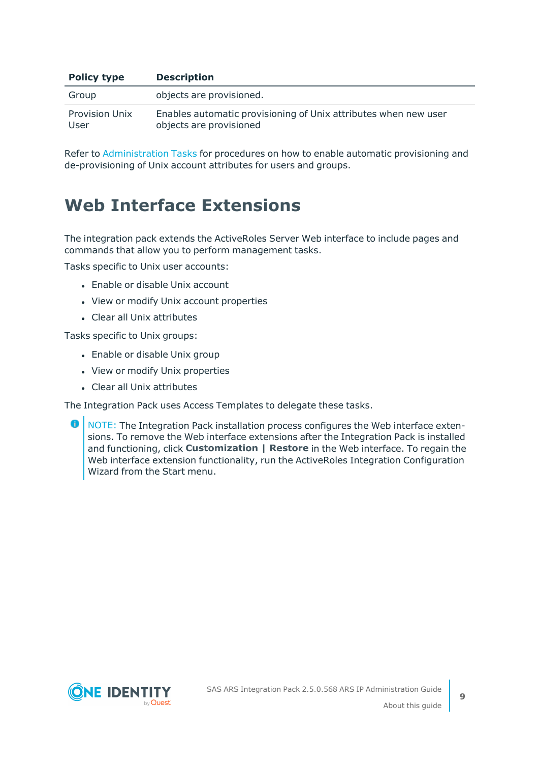| Policy type | Description |
| --- | --- |
| Group | objects are provisioned. |
| Provision Unix User | Enables automatic provisioning of Unix attributes when new user objects are provisioned |

Refer to Administration Tasks for procedures on how to enable automatic provisioning and de-provisioning of Unix account attributes for users and groups.

# Web Interface Extensions

The integration pack extends the ActiveRoles Server Web interface to include pages and commands that allow you to perform management tasks.

Tasks specific to Unix user accounts:

- Enable or disable Unix account
- View or modify Unix account properties
- Clear all Unix attributes

Tasks specific to Unix groups:

- Enable or disable Unix group
- View or modify Unix properties
- Clear all Unix attributes

The Integration Pack uses Access Templates to delegate these tasks.

> NOTE: The Integration Pack installation process configures the Web interface extensions. To remove the Web interface extensions after the Integration Pack is installed and functioning, click **Customization | Restore** in the Web interface. To regain the Web interface extension functionality, run the ActiveRoles Integration Configuration Wizard from the Start menu.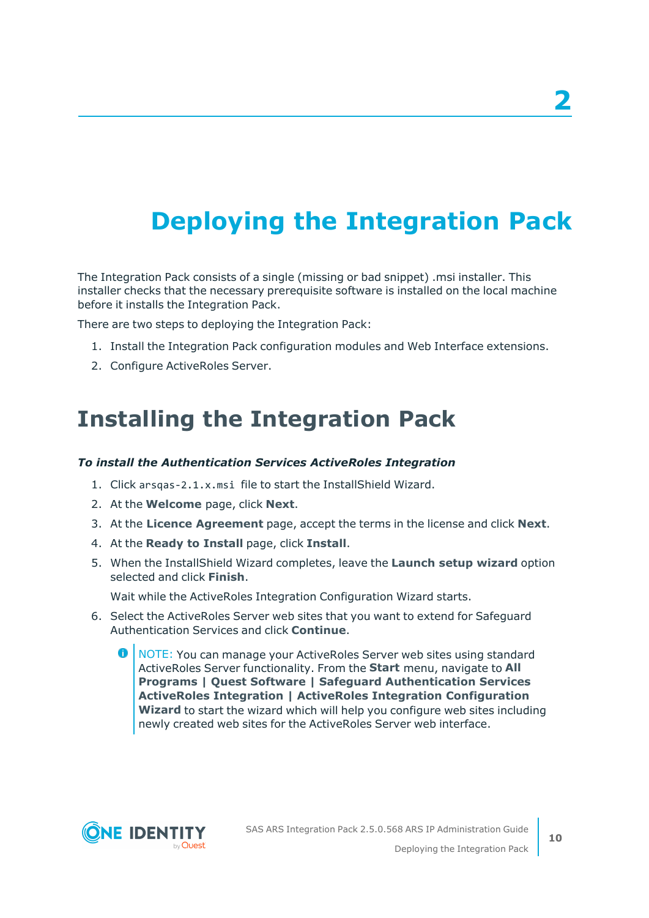2

# Deploying the Integration Pack

The Integration Pack consists of a single (missing or bad snippet) .msi installer. This installer checks that the necessary prerequisite software is installed on the local machine before it installs the Integration Pack.

There are two steps to deploying the Integration Pack:

1. Install the Integration Pack configuration modules and Web Interface extensions.
2. Configure ActiveRoles Server.

## Installing the Integration Pack

***To install the Authentication Services ActiveRoles Integration***

1. Click `arsqas-2.1.x.msi` file to start the InstallShield Wizard.
2. At the **Welcome** page, click **Next**.
3. At the **Licence Agreement** page, accept the terms in the license and click **Next**.
4. At the **Ready to Install** page, click **Install**.
5. When the InstallShield Wizard completes, leave the **Launch setup wizard** option selected and click **Finish**.

   Wait while the ActiveRoles Integration Configuration Wizard starts.
6. Select the ActiveRoles Server web sites that you want to extend for Safeguard Authentication Services and click **Continue**.

   NOTE: You can manage your ActiveRoles Server web sites using standard ActiveRoles Server functionality. From the **Start** menu, navigate to **All Programs | Quest Software | Safeguard Authentication Services ActiveRoles Integration | ActiveRoles Integration Configuration Wizard** to start the wizard which will help you configure web sites including newly created web sites for the ActiveRoles Server web interface.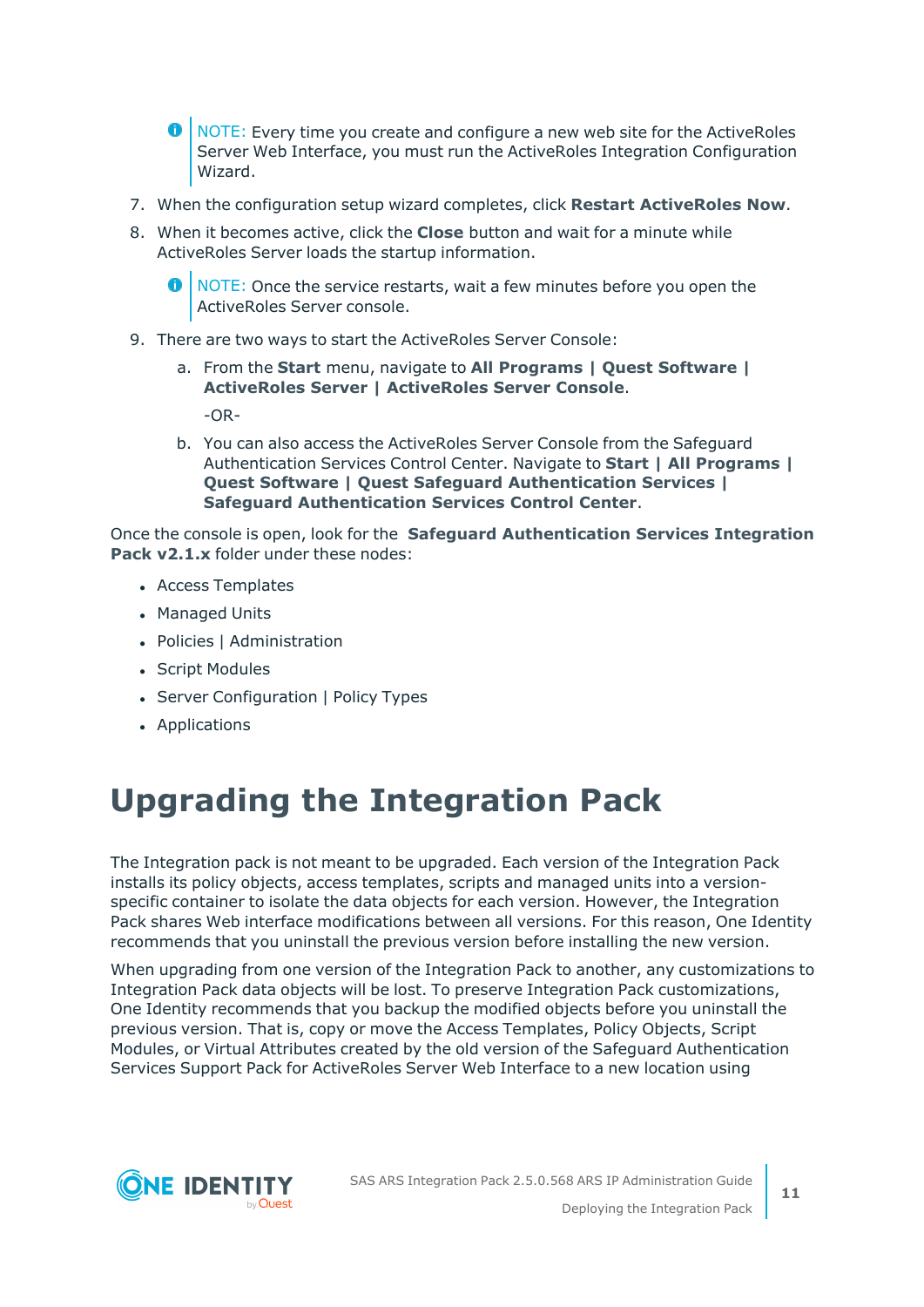> NOTE: Every time you create and configure a new web site for the ActiveRoles Server Web Interface, you must run the ActiveRoles Integration Configuration Wizard.

7. When the configuration setup wizard completes, click **Restart ActiveRoles Now**.
8. When it becomes active, click the **Close** button and wait for a minute while ActiveRoles Server loads the startup information.

> NOTE: Once the service restarts, wait a few minutes before you open the ActiveRoles Server console.

9. There are two ways to start the ActiveRoles Server Console:
   a. From the **Start** menu, navigate to **All Programs | Quest Software | ActiveRoles Server | ActiveRoles Server Console**.

      -OR-

   b. You can also access the ActiveRoles Server Console from the Safeguard Authentication Services Control Center. Navigate to **Start | All Programs | Quest Software | Quest Safeguard Authentication Services | Safeguard Authentication Services Control Center**.

Once the console is open, look for the **Safeguard Authentication Services Integration Pack v2.1.x** folder under these nodes:

- Access Templates
- Managed Units
- Policies | Administration
- Script Modules
- Server Configuration | Policy Types
- Applications

# Upgrading the Integration Pack

The Integration pack is not meant to be upgraded. Each version of the Integration Pack installs its policy objects, access templates, scripts and managed units into a version-specific container to isolate the data objects for each version. However, the Integration Pack shares Web interface modifications between all versions. For this reason, One Identity recommends that you uninstall the previous version before installing the new version.

When upgrading from one version of the Integration Pack to another, any customizations to Integration Pack data objects will be lost. To preserve Integration Pack customizations, One Identity recommends that you backup the modified objects before you uninstall the previous version. That is, copy or move the Access Templates, Policy Objects, Script Modules, or Virtual Attributes created by the old version of the Safeguard Authentication Services Support Pack for ActiveRoles Server Web Interface to a new location using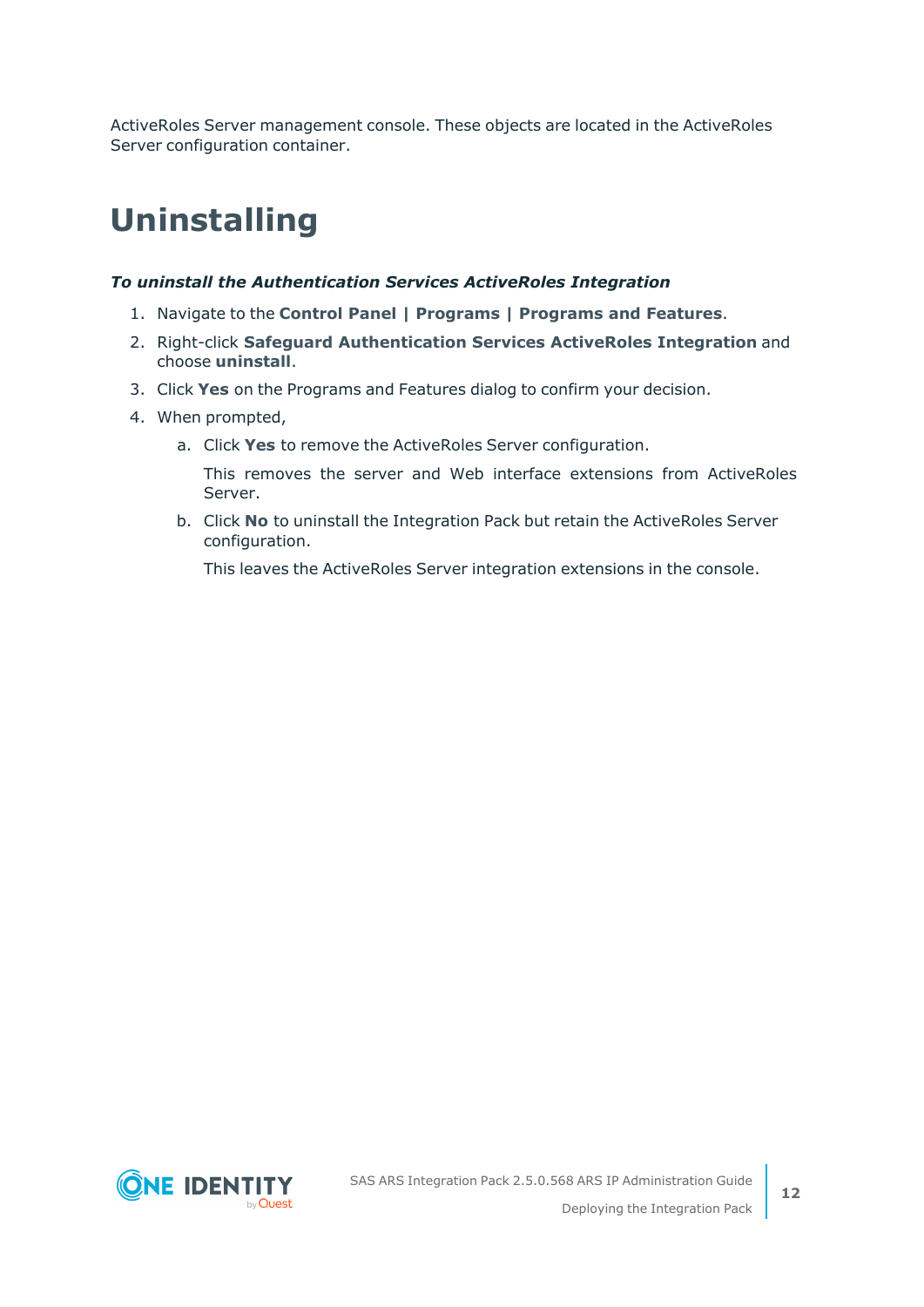ActiveRoles Server management console. These objects are located in the ActiveRoles Server configuration container.

# Uninstalling

***To uninstall the Authentication Services ActiveRoles Integration***

1. Navigate to the **Control Panel | Programs | Programs and Features**.
2. Right-click **Safeguard Authentication Services ActiveRoles Integration** and choose **uninstall**.
3. Click **Yes** on the Programs and Features dialog to confirm your decision.
4. When prompted,
    a. Click **Yes** to remove the ActiveRoles Server configuration.

       This removes the server and Web interface extensions from ActiveRoles Server.

    b. Click **No** to uninstall the Integration Pack but retain the ActiveRoles Server configuration.

       This leaves the ActiveRoles Server integration extensions in the console.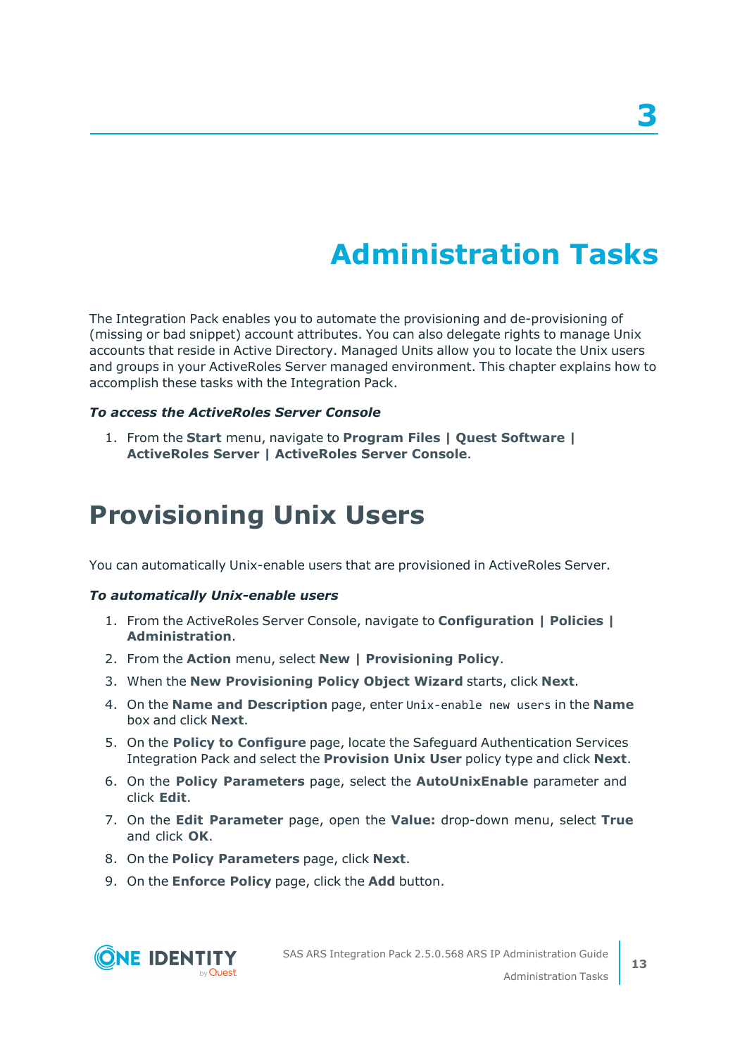# 3

# Administration Tasks

The Integration Pack enables you to automate the provisioning and de-provisioning of (missing or bad snippet) account attributes. You can also delegate rights to manage Unix accounts that reside in Active Directory. Managed Units allow you to locate the Unix users and groups in your ActiveRoles Server managed environment. This chapter explains how to accomplish these tasks with the Integration Pack.

***To access the ActiveRoles Server Console***

1. From the **Start** menu, navigate to **Program Files | Quest Software | ActiveRoles Server | ActiveRoles Server Console**.

## Provisioning Unix Users

You can automatically Unix-enable users that are provisioned in ActiveRoles Server.

***To automatically Unix-enable users***

1. From the ActiveRoles Server Console, navigate to **Configuration | Policies | Administration**.
2. From the **Action** menu, select **New | Provisioning Policy**.
3. When the **New Provisioning Policy Object Wizard** starts, click **Next**.
4. On the **Name and Description** page, enter `Unix-enable new users` in the **Name** box and click **Next**.
5. On the **Policy to Configure** page, locate the Safeguard Authentication Services Integration Pack and select the **Provision Unix User** policy type and click **Next**.
6. On the **Policy Parameters** page, select the **AutoUnixEnable** parameter and click **Edit**.
7. On the **Edit Parameter** page, open the **Value:** drop-down menu, select **True** and click **OK**.
8. On the **Policy Parameters** page, click **Next**.
9. On the **Enforce Policy** page, click the **Add** button.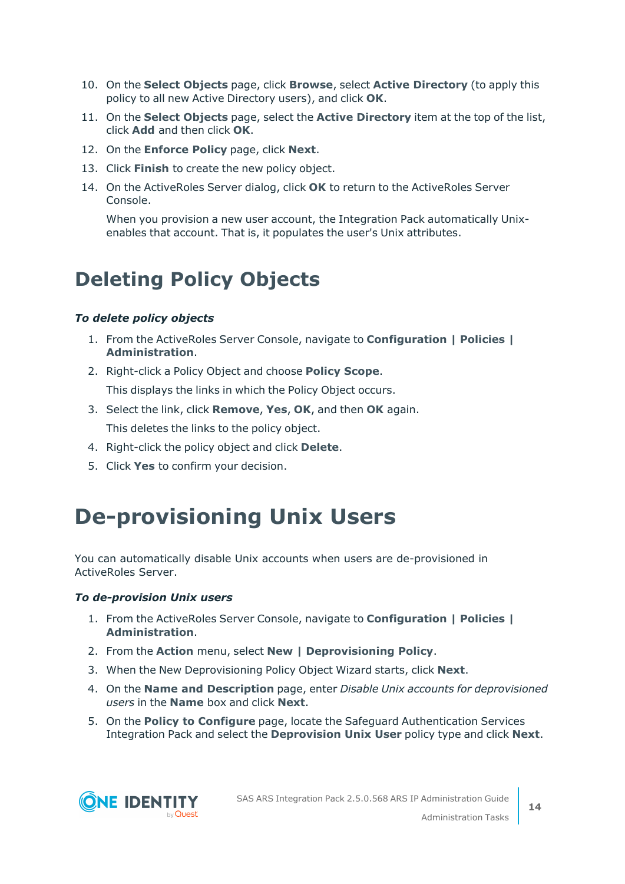10. On the **Select Objects** page, click **Browse**, select **Active Directory** (to apply this policy to all new Active Directory users), and click **OK**.
11. On the **Select Objects** page, select the **Active Directory** item at the top of the list, click **Add** and then click **OK**.
12. On the **Enforce Policy** page, click **Next**.
13. Click **Finish** to create the new policy object.
14. On the ActiveRoles Server dialog, click **OK** to return to the ActiveRoles Server Console.

    When you provision a new user account, the Integration Pack automatically Unix-enables that account. That is, it populates the user's Unix attributes.

# Deleting Policy Objects

***To delete policy objects***

1. From the ActiveRoles Server Console, navigate to **Configuration | Policies | Administration**.
2. Right-click a Policy Object and choose **Policy Scope**.

   This displays the links in which the Policy Object occurs.
3. Select the link, click **Remove**, **Yes**, **OK**, and then **OK** again.

   This deletes the links to the policy object.
4. Right-click the policy object and click **Delete**.
5. Click **Yes** to confirm your decision.

# De-provisioning Unix Users

You can automatically disable Unix accounts when users are de-provisioned in ActiveRoles Server.

***To de-provision Unix users***

1. From the ActiveRoles Server Console, navigate to **Configuration | Policies | Administration**.
2. From the **Action** menu, select **New | Deprovisioning Policy**.
3. When the New Deprovisioning Policy Object Wizard starts, click **Next**.
4. On the **Name and Description** page, enter *Disable Unix accounts for deprovisioned users* in the **Name** box and click **Next**.
5. On the **Policy to Configure** page, locate the Safeguard Authentication Services Integration Pack and select the **Deprovision Unix User** policy type and click **Next**.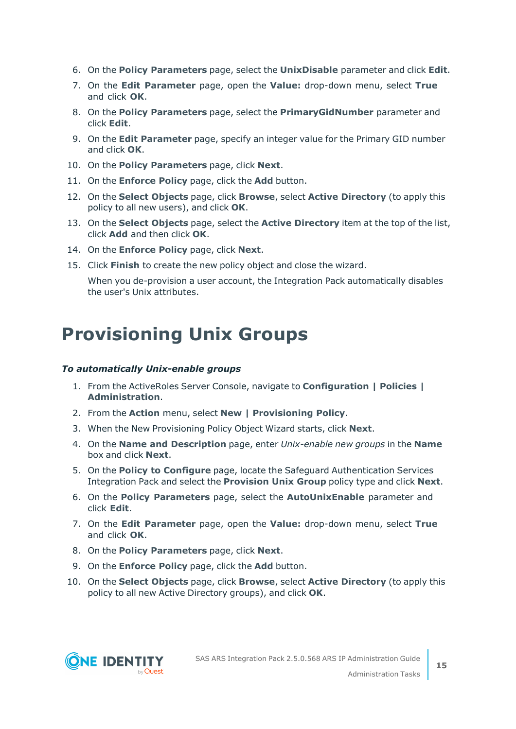6. On the **Policy Parameters** page, select the **UnixDisable** parameter and click **Edit**.
7. On the **Edit Parameter** page, open the **Value:** drop-down menu, select **True** and click **OK**.
8. On the **Policy Parameters** page, select the **PrimaryGidNumber** parameter and click **Edit**.
9. On the **Edit Parameter** page, specify an integer value for the Primary GID number and click **OK**.
10. On the **Policy Parameters** page, click **Next**.
11. On the **Enforce Policy** page, click the **Add** button.
12. On the **Select Objects** page, click **Browse**, select **Active Directory** (to apply this policy to all new users), and click **OK**.
13. On the **Select Objects** page, select the **Active Directory** item at the top of the list, click **Add** and then click **OK**.
14. On the **Enforce Policy** page, click **Next**.
15. Click **Finish** to create the new policy object and close the wizard.

    When you de-provision a user account, the Integration Pack automatically disables the user's Unix attributes.

# Provisioning Unix Groups

***To automatically Unix-enable groups***

1. From the ActiveRoles Server Console, navigate to **Configuration | Policies | Administration**.
2. From the **Action** menu, select **New | Provisioning Policy**.
3. When the New Provisioning Policy Object Wizard starts, click **Next**.
4. On the **Name and Description** page, enter *Unix-enable new groups* in the **Name** box and click **Next**.
5. On the **Policy to Configure** page, locate the Safeguard Authentication Services Integration Pack and select the **Provision Unix Group** policy type and click **Next**.
6. On the **Policy Parameters** page, select the **AutoUnixEnable** parameter and click **Edit**.
7. On the **Edit Parameter** page, open the **Value:** drop-down menu, select **True** and click **OK**.
8. On the **Policy Parameters** page, click **Next**.
9. On the **Enforce Policy** page, click the **Add** button.
10. On the **Select Objects** page, click **Browse**, select **Active Directory** (to apply this policy to all new Active Directory groups), and click **OK**.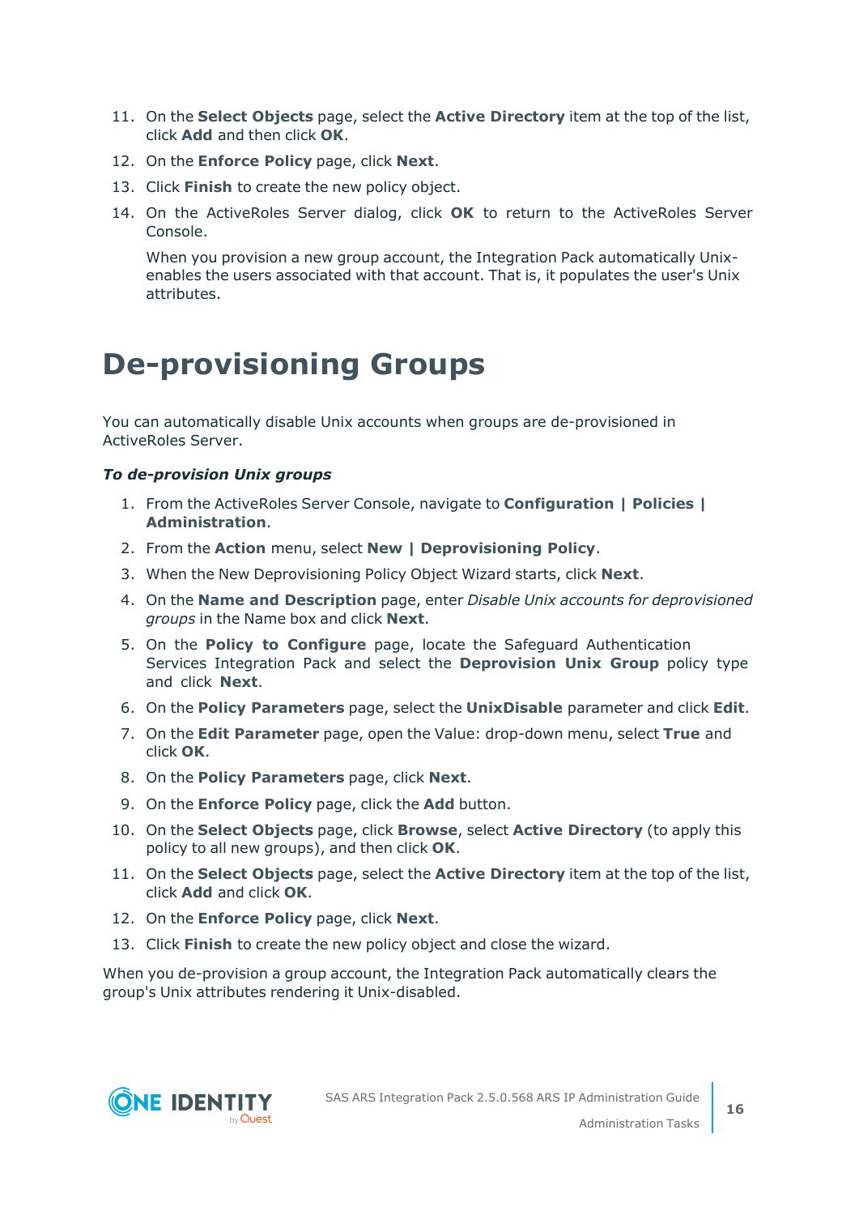11. On the **Select Objects** page, select the **Active Directory** item at the top of the list, click **Add** and then click **OK**.
12. On the **Enforce Policy** page, click **Next**.
13. Click **Finish** to create the new policy object.
14. On the ActiveRoles Server dialog, click **OK** to return to the ActiveRoles Server Console.

    When you provision a new group account, the Integration Pack automatically Unix-enables the users associated with that account. That is, it populates the user's Unix attributes.

# De-provisioning Groups

You can automatically disable Unix accounts when groups are de-provisioned in ActiveRoles Server.

***To de-provision Unix groups***

1. From the ActiveRoles Server Console, navigate to **Configuration | Policies | Administration**.
2. From the **Action** menu, select **New | Deprovisioning Policy**.
3. When the New Deprovisioning Policy Object Wizard starts, click **Next**.
4. On the **Name and Description** page, enter *Disable Unix accounts for deprovisioned groups* in the Name box and click **Next**.
5. On the **Policy to Configure** page, locate the Safeguard Authentication Services Integration Pack and select the **Deprovision Unix Group** policy type and click **Next**.
6. On the **Policy Parameters** page, select the **UnixDisable** parameter and click **Edit**.
7. On the **Edit Parameter** page, open the Value: drop-down menu, select **True** and click **OK**.
8. On the **Policy Parameters** page, click **Next**.
9. On the **Enforce Policy** page, click the **Add** button.
10. On the **Select Objects** page, click **Browse**, select **Active Directory** (to apply this policy to all new groups), and then click **OK**.
11. On the **Select Objects** page, select the **Active Directory** item at the top of the list, click **Add** and click **OK**.
12. On the **Enforce Policy** page, click **Next**.
13. Click **Finish** to create the new policy object and close the wizard.

When you de-provision a group account, the Integration Pack automatically clears the group's Unix attributes rendering it Unix-disabled.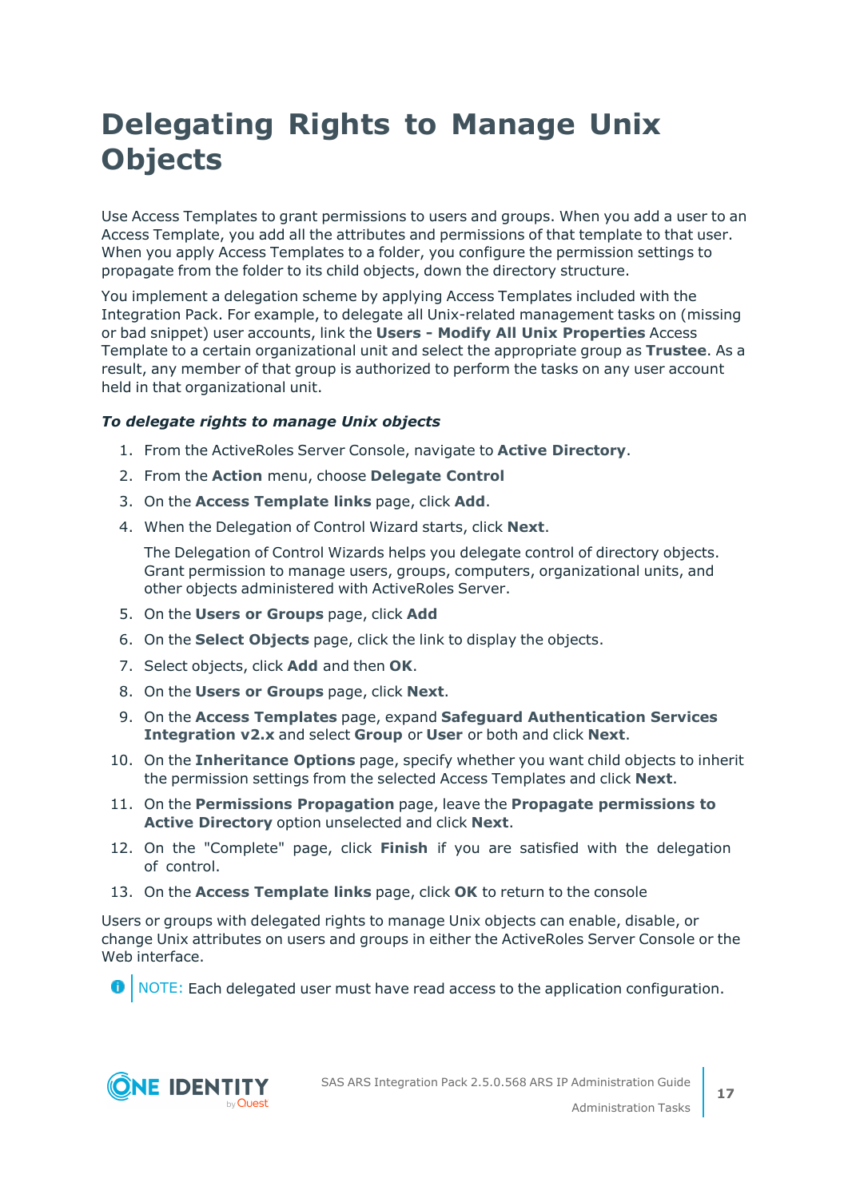# Delegating Rights to Manage Unix Objects

Use Access Templates to grant permissions to users and groups. When you add a user to an Access Template, you add all the attributes and permissions of that template to that user. When you apply Access Templates to a folder, you configure the permission settings to propagate from the folder to its child objects, down the directory structure.

You implement a delegation scheme by applying Access Templates included with the Integration Pack. For example, to delegate all Unix-related management tasks on (missing or bad snippet) user accounts, link the **Users - Modify All Unix Properties** Access Template to a certain organizational unit and select the appropriate group as **Trustee**. As a result, any member of that group is authorized to perform the tasks on any user account held in that organizational unit.

***To delegate rights to manage Unix objects***

1. From the ActiveRoles Server Console, navigate to **Active Directory**.
2. From the **Action** menu, choose **Delegate Control**
3. On the **Access Template links** page, click **Add**.
4. When the Delegation of Control Wizard starts, click **Next**.

   The Delegation of Control Wizards helps you delegate control of directory objects. Grant permission to manage users, groups, computers, organizational units, and other objects administered with ActiveRoles Server.
5. On the **Users or Groups** page, click **Add**
6. On the **Select Objects** page, click the link to display the objects.
7. Select objects, click **Add** and then **OK**.
8. On the **Users or Groups** page, click **Next**.
9. On the **Access Templates** page, expand **Safeguard Authentication Services Integration v2.x** and select **Group** or **User** or both and click **Next**.
10. On the **Inheritance Options** page, specify whether you want child objects to inherit the permission settings from the selected Access Templates and click **Next**.
11. On the **Permissions Propagation** page, leave the **Propagate permissions to Active Directory** option unselected and click **Next**.
12. On the "Complete" page, click **Finish** if you are satisfied with the delegation of control.
13. On the **Access Template links** page, click **OK** to return to the console

Users or groups with delegated rights to manage Unix objects can enable, disable, or change Unix attributes on users and groups in either the ActiveRoles Server Console or the Web interface.

NOTE: Each delegated user must have read access to the application configuration.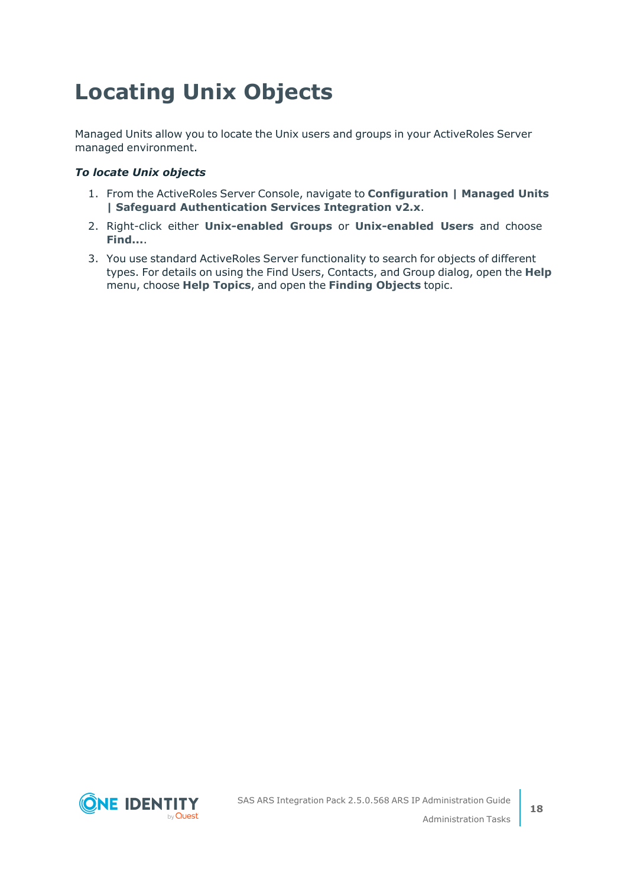# Locating Unix Objects

Managed Units allow you to locate the Unix users and groups in your ActiveRoles Server managed environment.

***To locate Unix objects***

1. From the ActiveRoles Server Console, navigate to **Configuration | Managed Units | Safeguard Authentication Services Integration v2.x**.
2. Right-click either **Unix-enabled Groups** or **Unix-enabled Users** and choose **Find...**.
3. You use standard ActiveRoles Server functionality to search for objects of different types. For details on using the Find Users, Contacts, and Group dialog, open the **Help** menu, choose **Help Topics**, and open the **Finding Objects** topic.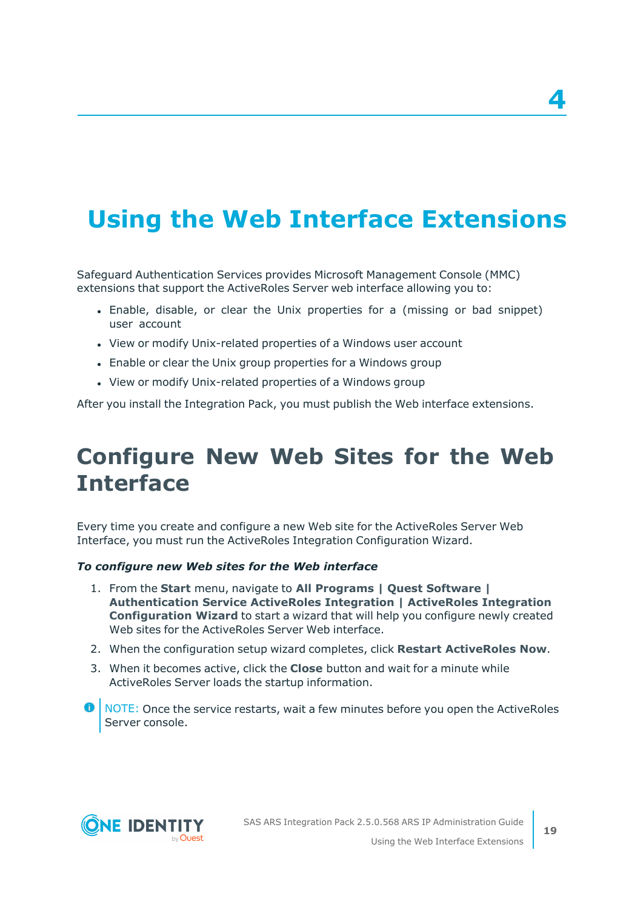# 4

# Using the Web Interface Extensions

Safeguard Authentication Services provides Microsoft Management Console (MMC) extensions that support the ActiveRoles Server web interface allowing you to:

- Enable, disable, or clear the Unix properties for a (missing or bad snippet) user account
- View or modify Unix-related properties of a Windows user account
- Enable or clear the Unix group properties for a Windows group
- View or modify Unix-related properties of a Windows group

After you install the Integration Pack, you must publish the Web interface extensions.

## Configure New Web Sites for the Web Interface

Every time you create and configure a new Web site for the ActiveRoles Server Web Interface, you must run the ActiveRoles Integration Configuration Wizard.

***To configure new Web sites for the Web interface***

1. From the **Start** menu, navigate to **All Programs | Quest Software | Authentication Service ActiveRoles Integration | ActiveRoles Integration Configuration Wizard** to start a wizard that will help you configure newly created Web sites for the ActiveRoles Server Web interface.
2. When the configuration setup wizard completes, click **Restart ActiveRoles Now**.
3. When it becomes active, click the **Close** button and wait for a minute while ActiveRoles Server loads the startup information.

NOTE: Once the service restarts, wait a few minutes before you open the ActiveRoles Server console.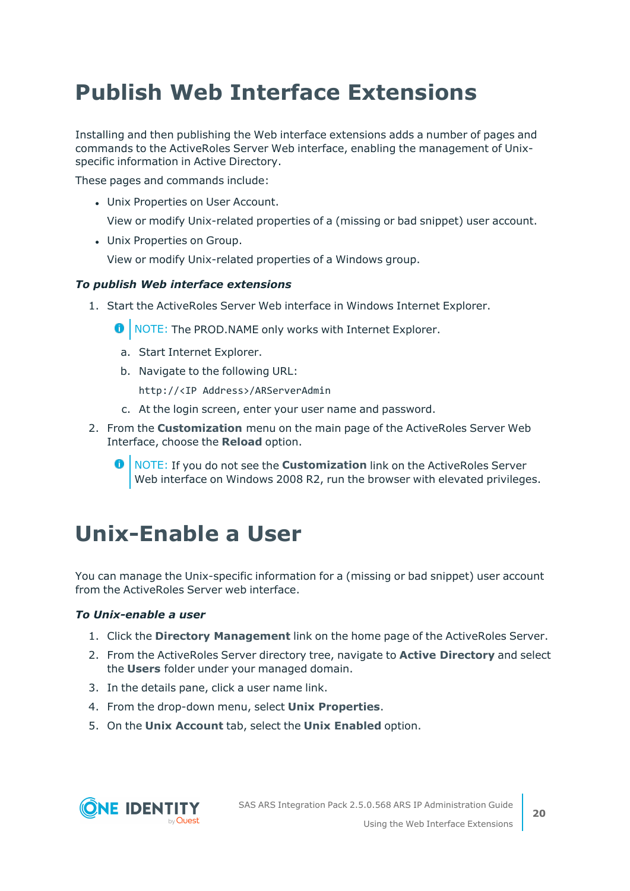# Publish Web Interface Extensions

Installing and then publishing the Web interface extensions adds a number of pages and commands to the ActiveRoles Server Web interface, enabling the management of Unix-specific information in Active Directory.

These pages and commands include:

- Unix Properties on User Account.

  View or modify Unix-related properties of a (missing or bad snippet) user account.

- Unix Properties on Group.

  View or modify Unix-related properties of a Windows group.

***To publish Web interface extensions***

1. Start the ActiveRoles Server Web interface in Windows Internet Explorer.

   > NOTE: The PROD.NAME only works with Internet Explorer.

   a. Start Internet Explorer.

   b. Navigate to the following URL:

   ```
   http://<IP Address>/ARServerAdmin
   ```

   c. At the login screen, enter your user name and password.

2. From the **Customization** menu on the main page of the ActiveRoles Server Web Interface, choose the **Reload** option.

   > NOTE: If you do not see the **Customization** link on the ActiveRoles Server Web interface on Windows 2008 R2, run the browser with elevated privileges.

# Unix-Enable a User

You can manage the Unix-specific information for a (missing or bad snippet) user account from the ActiveRoles Server web interface.

***To Unix-enable a user***

1. Click the **Directory Management** link on the home page of the ActiveRoles Server.
2. From the ActiveRoles Server directory tree, navigate to **Active Directory** and select the **Users** folder under your managed domain.
3. In the details pane, click a user name link.
4. From the drop-down menu, select **Unix Properties**.
5. On the **Unix Account** tab, select the **Unix Enabled** option.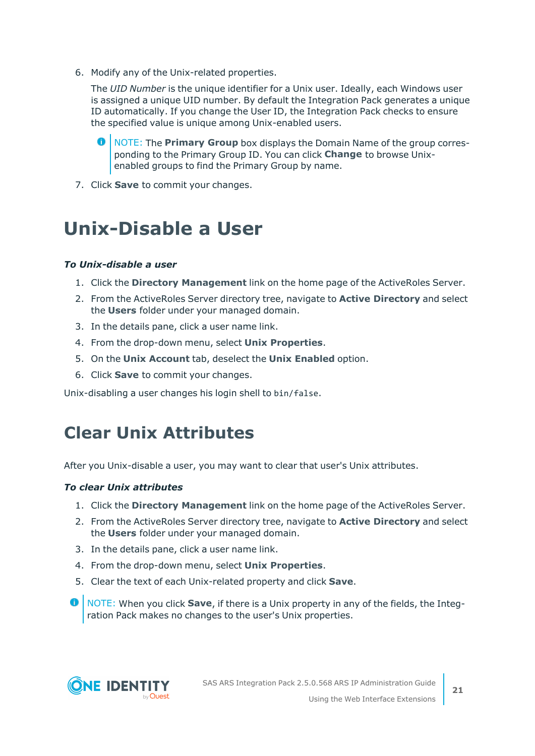6. Modify any of the Unix-related properties.

   The *UID Number* is the unique identifier for a Unix user. Ideally, each Windows user is assigned a unique UID number. By default the Integration Pack generates a unique ID automatically. If you change the User ID, the Integration Pack checks to ensure the specified value is unique among Unix-enabled users.

   > NOTE: The **Primary Group** box displays the Domain Name of the group corresponding to the Primary Group ID. You can click **Change** to browse Unix-enabled groups to find the Primary Group by name.

7. Click **Save** to commit your changes.

# Unix-Disable a User

***To Unix-disable a user***

1. Click the **Directory Management** link on the home page of the ActiveRoles Server.
2. From the ActiveRoles Server directory tree, navigate to **Active Directory** and select the **Users** folder under your managed domain.
3. In the details pane, click a user name link.
4. From the drop-down menu, select **Unix Properties**.
5. On the **Unix Account** tab, deselect the **Unix Enabled** option.
6. Click **Save** to commit your changes.

Unix-disabling a user changes his login shell to `bin/false`.

# Clear Unix Attributes

After you Unix-disable a user, you may want to clear that user's Unix attributes.

***To clear Unix attributes***

1. Click the **Directory Management** link on the home page of the ActiveRoles Server.
2. From the ActiveRoles Server directory tree, navigate to **Active Directory** and select the **Users** folder under your managed domain.
3. In the details pane, click a user name link.
4. From the drop-down menu, select **Unix Properties**.
5. Clear the text of each Unix-related property and click **Save**.

> NOTE: When you click **Save**, if there is a Unix property in any of the fields, the Integration Pack makes no changes to the user's Unix properties.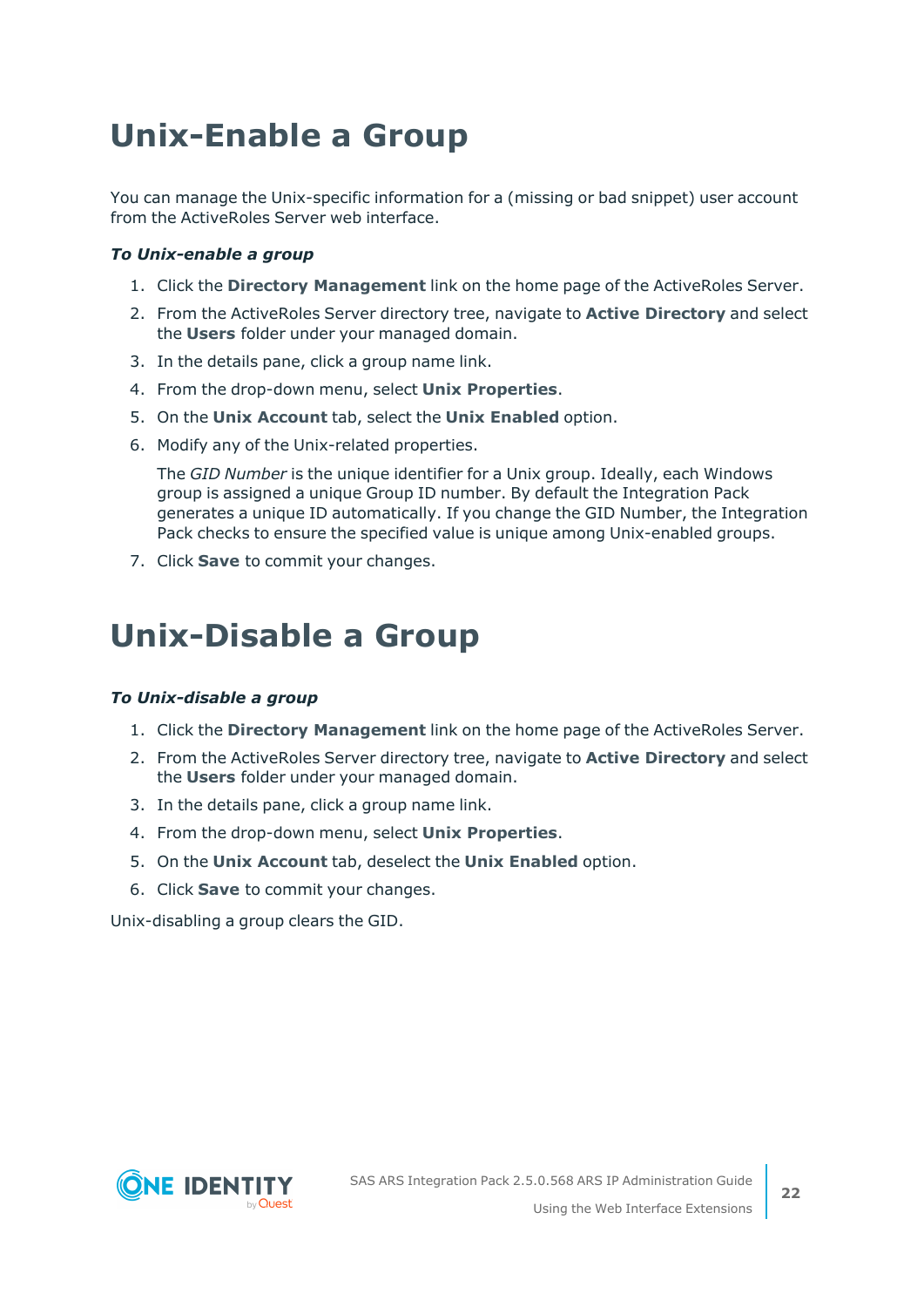# Unix-Enable a Group

You can manage the Unix-specific information for a (missing or bad snippet) user account from the ActiveRoles Server web interface.

***To Unix-enable a group***

1. Click the **Directory Management** link on the home page of the ActiveRoles Server.
2. From the ActiveRoles Server directory tree, navigate to **Active Directory** and select the **Users** folder under your managed domain.
3. In the details pane, click a group name link.
4. From the drop-down menu, select **Unix Properties**.
5. On the **Unix Account** tab, select the **Unix Enabled** option.
6. Modify any of the Unix-related properties.

   The *GID Number* is the unique identifier for a Unix group. Ideally, each Windows group is assigned a unique Group ID number. By default the Integration Pack generates a unique ID automatically. If you change the GID Number, the Integration Pack checks to ensure the specified value is unique among Unix-enabled groups.
7. Click **Save** to commit your changes.

# Unix-Disable a Group

***To Unix-disable a group***

1. Click the **Directory Management** link on the home page of the ActiveRoles Server.
2. From the ActiveRoles Server directory tree, navigate to **Active Directory** and select the **Users** folder under your managed domain.
3. In the details pane, click a group name link.
4. From the drop-down menu, select **Unix Properties**.
5. On the **Unix Account** tab, deselect the **Unix Enabled** option.
6. Click **Save** to commit your changes.

Unix-disabling a group clears the GID.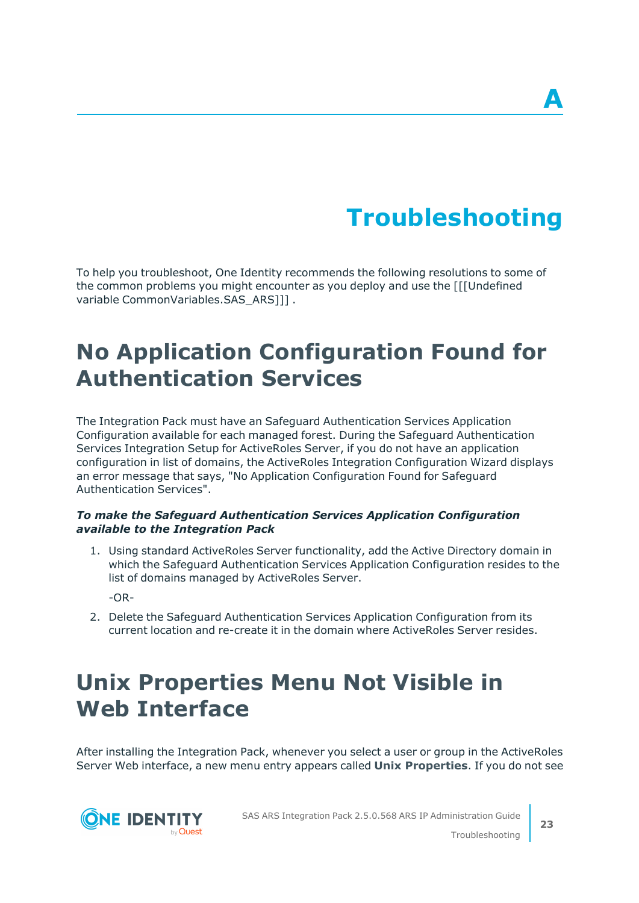# A

# Troubleshooting

To help you troubleshoot, One Identity recommends the following resolutions to some of the common problems you might encounter as you deploy and use the [[[Undefined variable CommonVariables.SAS_ARS]]] .

## No Application Configuration Found for Authentication Services

The Integration Pack must have an Safeguard Authentication Services Application Configuration available for each managed forest. During the Safeguard Authentication Services Integration Setup for ActiveRoles Server, if you do not have an application configuration in list of domains, the ActiveRoles Integration Configuration Wizard displays an error message that says, "No Application Configuration Found for Safeguard Authentication Services".

***To make the Safeguard Authentication Services Application Configuration available to the Integration Pack***

1. Using standard ActiveRoles Server functionality, add the Active Directory domain in which the Safeguard Authentication Services Application Configuration resides to the list of domains managed by ActiveRoles Server.

   -OR-

2. Delete the Safeguard Authentication Services Application Configuration from its current location and re-create it in the domain where ActiveRoles Server resides.

## Unix Properties Menu Not Visible in Web Interface

After installing the Integration Pack, whenever you select a user or group in the ActiveRoles Server Web interface, a new menu entry appears called **Unix Properties**. If you do not see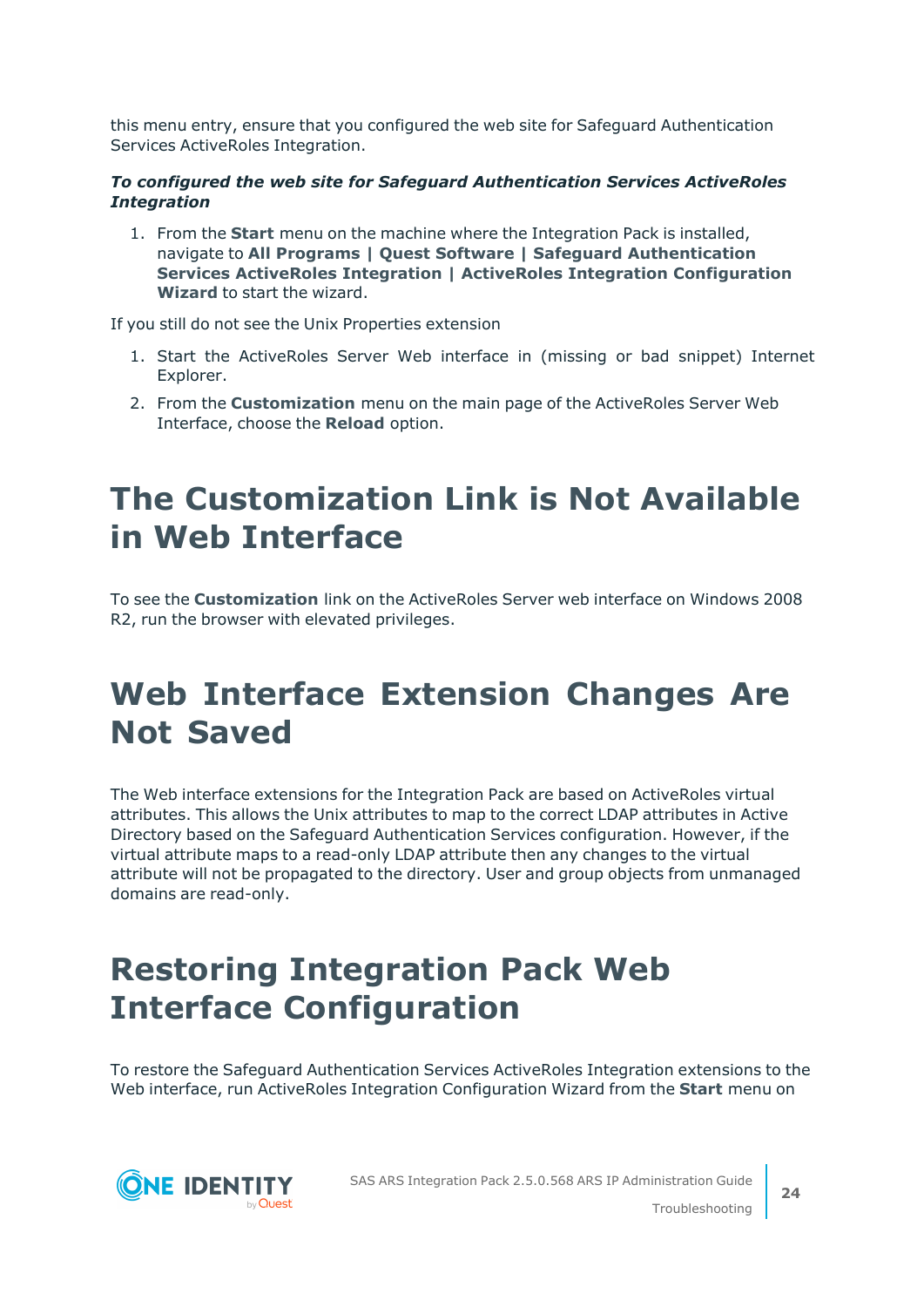this menu entry, ensure that you configured the web site for Safeguard Authentication Services ActiveRoles Integration.

***To configured the web site for Safeguard Authentication Services ActiveRoles Integration***

1. From the **Start** menu on the machine where the Integration Pack is installed, navigate to **All Programs | Quest Software | Safeguard Authentication Services ActiveRoles Integration | ActiveRoles Integration Configuration Wizard** to start the wizard.

If you still do not see the Unix Properties extension

1. Start the ActiveRoles Server Web interface in (missing or bad snippet) Internet Explorer.
2. From the **Customization** menu on the main page of the ActiveRoles Server Web Interface, choose the **Reload** option.

# The Customization Link is Not Available in Web Interface

To see the **Customization** link on the ActiveRoles Server web interface on Windows 2008 R2, run the browser with elevated privileges.

# Web Interface Extension Changes Are Not Saved

The Web interface extensions for the Integration Pack are based on ActiveRoles virtual attributes. This allows the Unix attributes to map to the correct LDAP attributes in Active Directory based on the Safeguard Authentication Services configuration. However, if the virtual attribute maps to a read-only LDAP attribute then any changes to the virtual attribute will not be propagated to the directory. User and group objects from unmanaged domains are read-only.

# Restoring Integration Pack Web Interface Configuration

To restore the Safeguard Authentication Services ActiveRoles Integration extensions to the Web interface, run ActiveRoles Integration Configuration Wizard from the **Start** menu on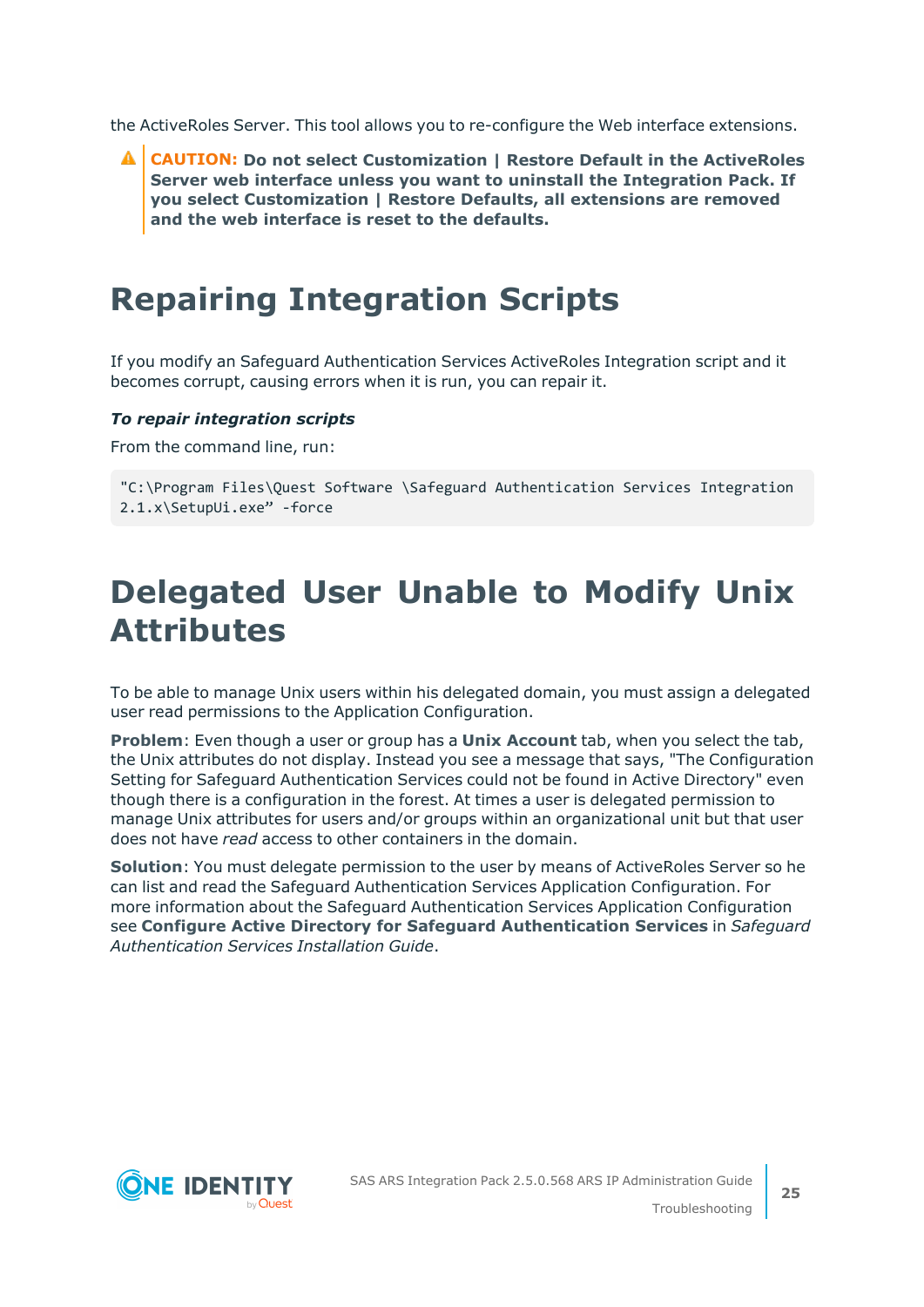the ActiveRoles Server. This tool allows you to re-configure the Web interface extensions.

> **CAUTION: Do not select Customization | Restore Default in the ActiveRoles Server web interface unless you want to uninstall the Integration Pack. If you select Customization | Restore Defaults, all extensions are removed and the web interface is reset to the defaults.**

# Repairing Integration Scripts

If you modify an Safeguard Authentication Services ActiveRoles Integration script and it becomes corrupt, causing errors when it is run, you can repair it.

***To repair integration scripts***

From the command line, run:

```
"C:\Program Files\Quest Software \Safeguard Authentication Services Integration 2.1.x\SetupUi.exe" -force
```

# Delegated User Unable to Modify Unix Attributes

To be able to manage Unix users within his delegated domain, you must assign a delegated user read permissions to the Application Configuration.

**Problem**: Even though a user or group has a **Unix Account** tab, when you select the tab, the Unix attributes do not display. Instead you see a message that says, "The Configuration Setting for Safeguard Authentication Services could not be found in Active Directory" even though there is a configuration in the forest. At times a user is delegated permission to manage Unix attributes for users and/or groups within an organizational unit but that user does not have *read* access to other containers in the domain.

**Solution**: You must delegate permission to the user by means of ActiveRoles Server so he can list and read the Safeguard Authentication Services Application Configuration. For more information about the Safeguard Authentication Services Application Configuration see **Configure Active Directory for Safeguard Authentication Services** in *Safeguard Authentication Services Installation Guide*.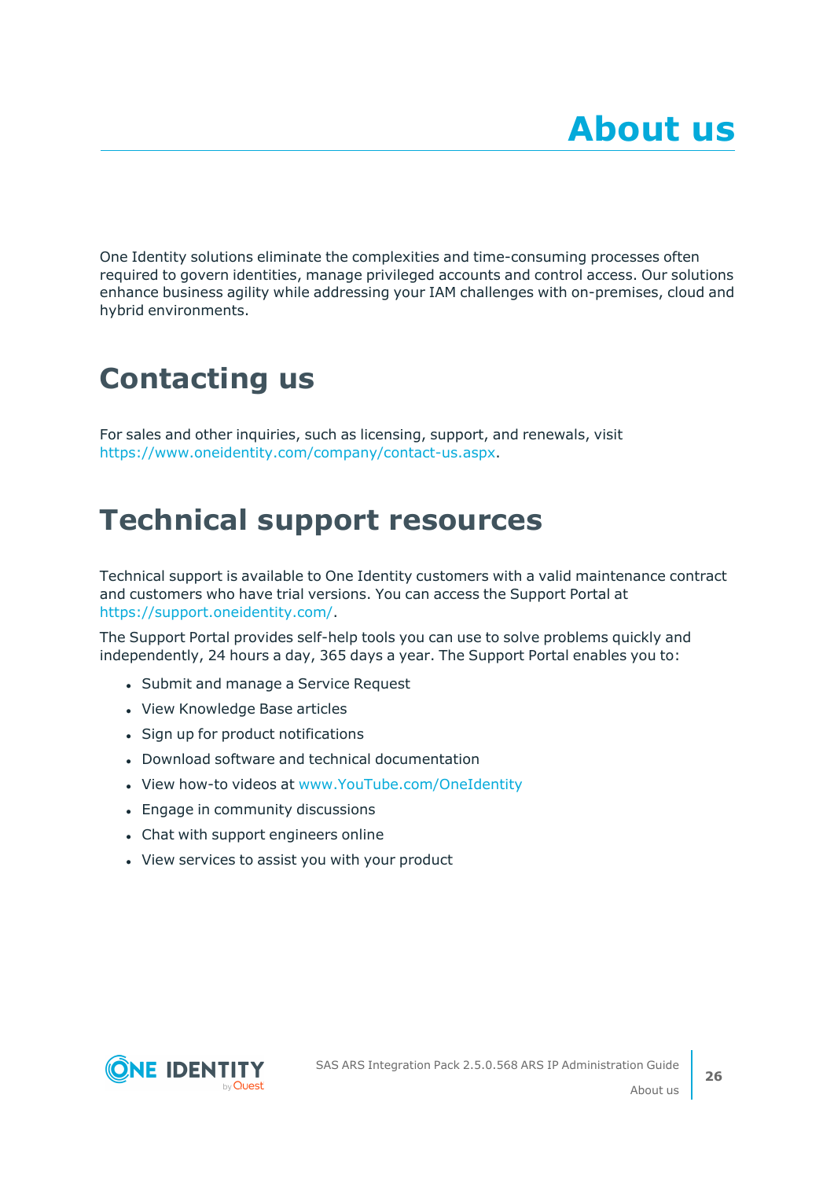# About us

One Identity solutions eliminate the complexities and time-consuming processes often required to govern identities, manage privileged accounts and control access. Our solutions enhance business agility while addressing your IAM challenges with on-premises, cloud and hybrid environments.

## Contacting us

For sales and other inquiries, such as licensing, support, and renewals, visit https://www.oneidentity.com/company/contact-us.aspx.

## Technical support resources

Technical support is available to One Identity customers with a valid maintenance contract and customers who have trial versions. You can access the Support Portal at https://support.oneidentity.com/.

The Support Portal provides self-help tools you can use to solve problems quickly and independently, 24 hours a day, 365 days a year. The Support Portal enables you to:

- Submit and manage a Service Request
- View Knowledge Base articles
- Sign up for product notifications
- Download software and technical documentation
- View how-to videos at www.YouTube.com/OneIdentity
- Engage in community discussions
- Chat with support engineers online
- View services to assist you with your product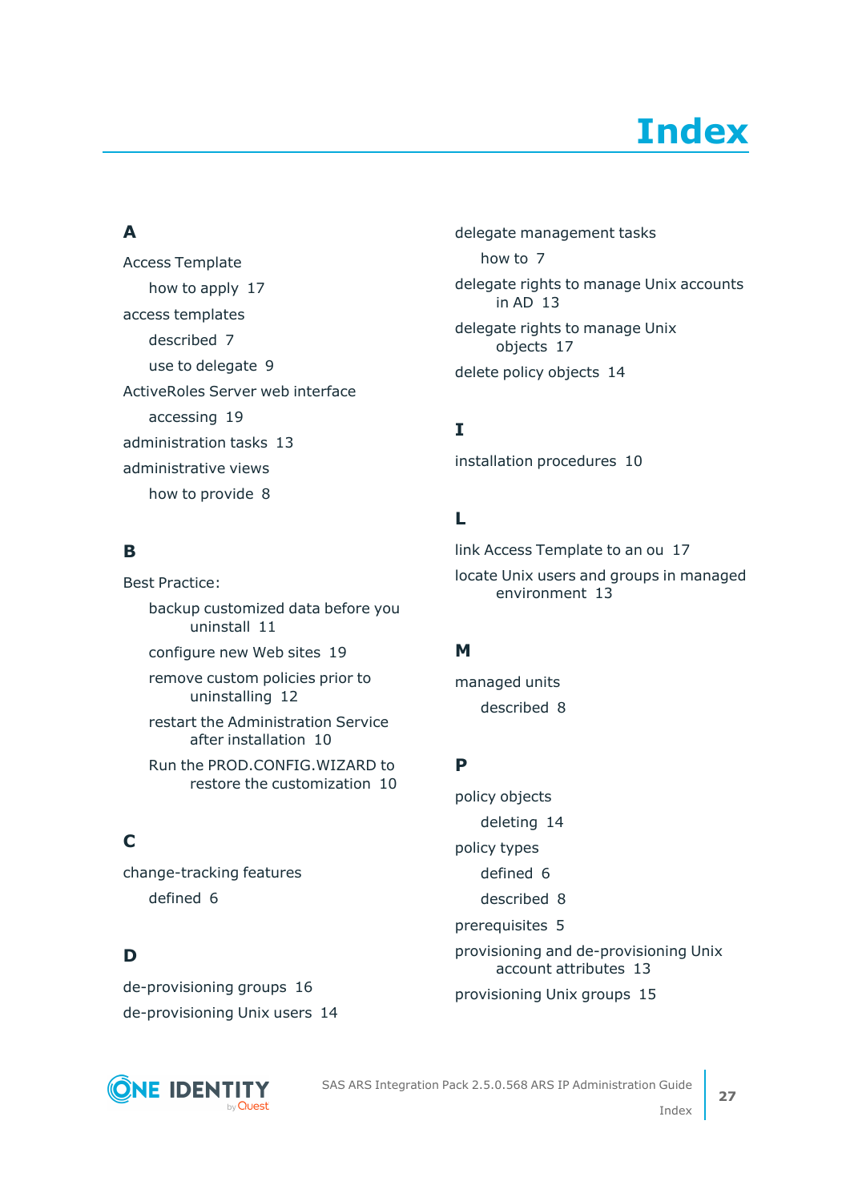# Index

## A

Access Template
- how to apply 17

access templates
- described 7
- use to delegate 9

ActiveRoles Server web interface
- accessing 19

administration tasks 13

administrative views
- how to provide 8

## B

Best Practice:
- backup customized data before you uninstall 11
- configure new Web sites 19
- remove custom policies prior to uninstalling 12
- restart the Administration Service after installation 10
- Run the PROD.CONFIG.WIZARD to restore the customization 10

## C

change-tracking features
- defined 6

## D

de-provisioning groups 16

de-provisioning Unix users 14

delegate management tasks
- how to 7

delegate rights to manage Unix accounts in AD 13

delegate rights to manage Unix objects 17

delete policy objects 14

## I

installation procedures 10

## L

link Access Template to an ou 17

locate Unix users and groups in managed environment 13

## M

managed units
- described 8

## P

policy objects
- deleting 14

policy types
- defined 6
- described 8

prerequisites 5

provisioning and de-provisioning Unix account attributes 13

provisioning Unix groups 15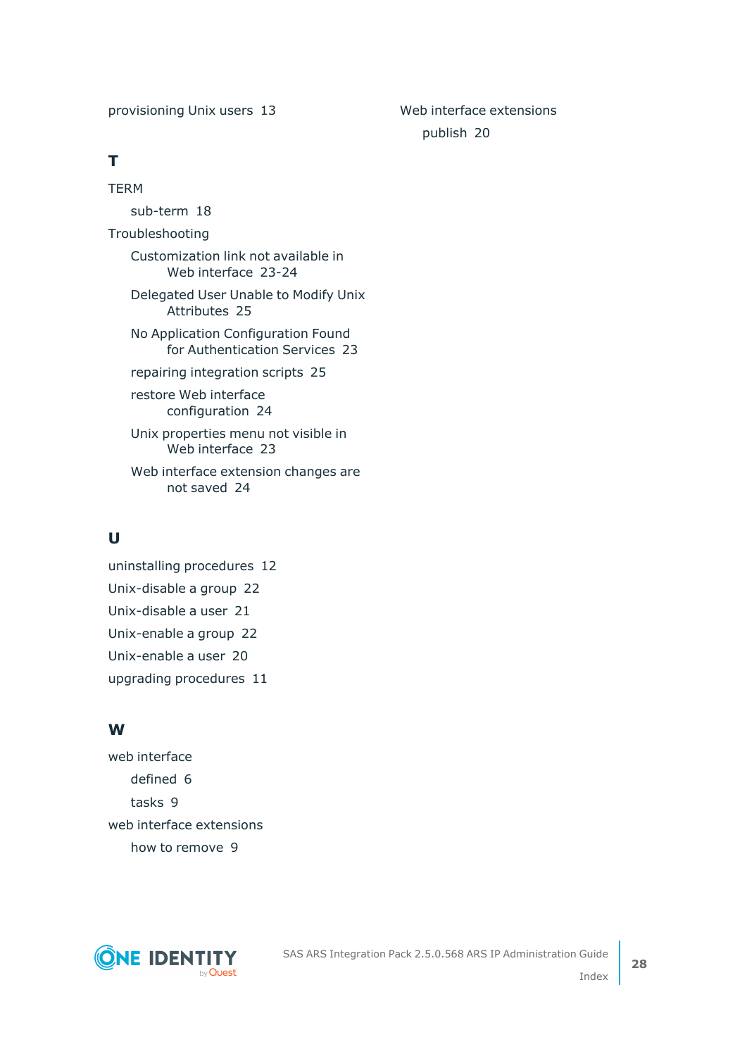provisioning Unix users 13

## T

TERM

- sub-term 18

Troubleshooting

- Customization link not available in Web interface 23-24
- Delegated User Unable to Modify Unix Attributes 25
- No Application Configuration Found for Authentication Services 23
- repairing integration scripts 25
- restore Web interface configuration 24
- Unix properties menu not visible in Web interface 23
- Web interface extension changes are not saved 24

## U

uninstalling procedures 12

Unix-disable a group 22

Unix-disable a user 21

Unix-enable a group 22

Unix-enable a user 20

upgrading procedures 11

## W

web interface

- defined 6
- tasks 9

web interface extensions

- how to remove 9

Web interface extensions

- publish 20